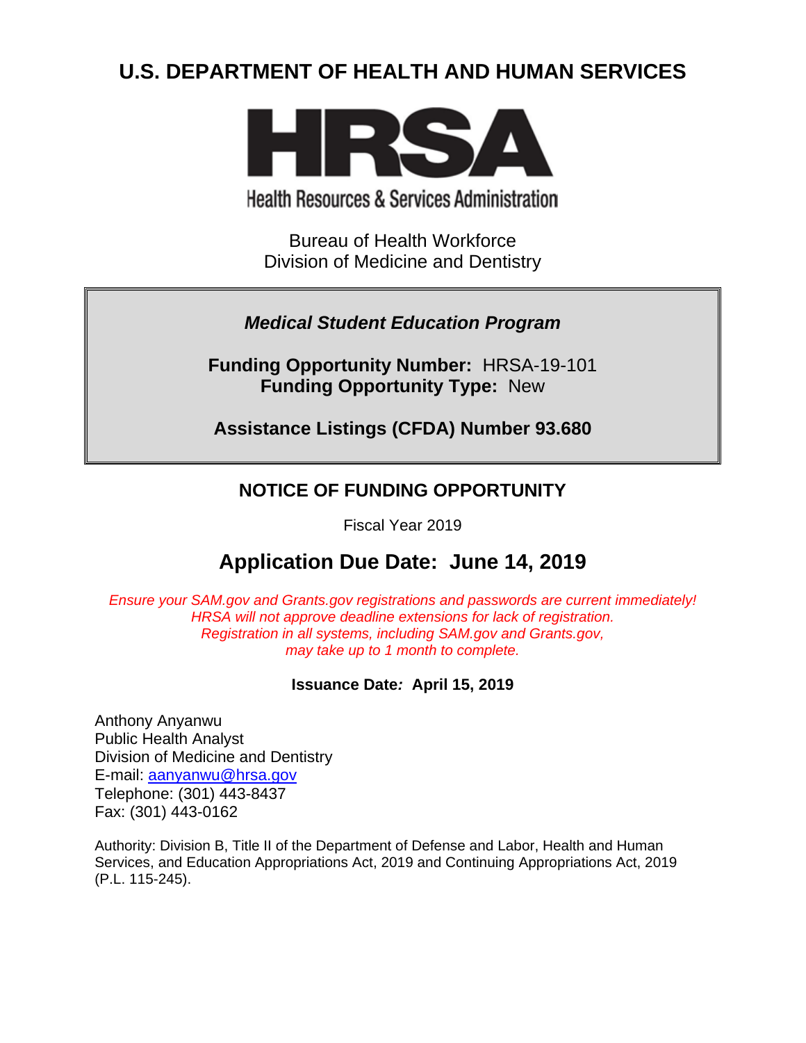# U.S. DEPARTMENT OF HEALTH AND HUMAN SERVICES

**HRSA**

Health Resources & Services Administration

Bureau of Health Workforce
Division of Medicine and Dentistry

***Medical Student Education Program***

**Funding Opportunity Number:** HRSA-19-101
**Funding Opportunity Type:** New

**Assistance Listings (CFDA) Number 93.680**

## NOTICE OF FUNDING OPPORTUNITY

Fiscal Year 2019

## Application Due Date: June 14, 2019

*Ensure your SAM.gov and Grants.gov registrations and passwords are current immediately!*
*HRSA will not approve deadline extensions for lack of registration.*
*Registration in all systems, including SAM.gov and Grants.gov,*
*may take up to 1 month to complete.*

**Issuance Date: April 15, 2019**

Anthony Anyanwu
Public Health Analyst
Division of Medicine and Dentistry
E-mail: aanyanwu@hrsa.gov
Telephone: (301) 443-8437
Fax: (301) 443-0162

Authority: Division B, Title II of the Department of Defense and Labor, Health and Human Services, and Education Appropriations Act, 2019 and Continuing Appropriations Act, 2019 (P.L. 115-245).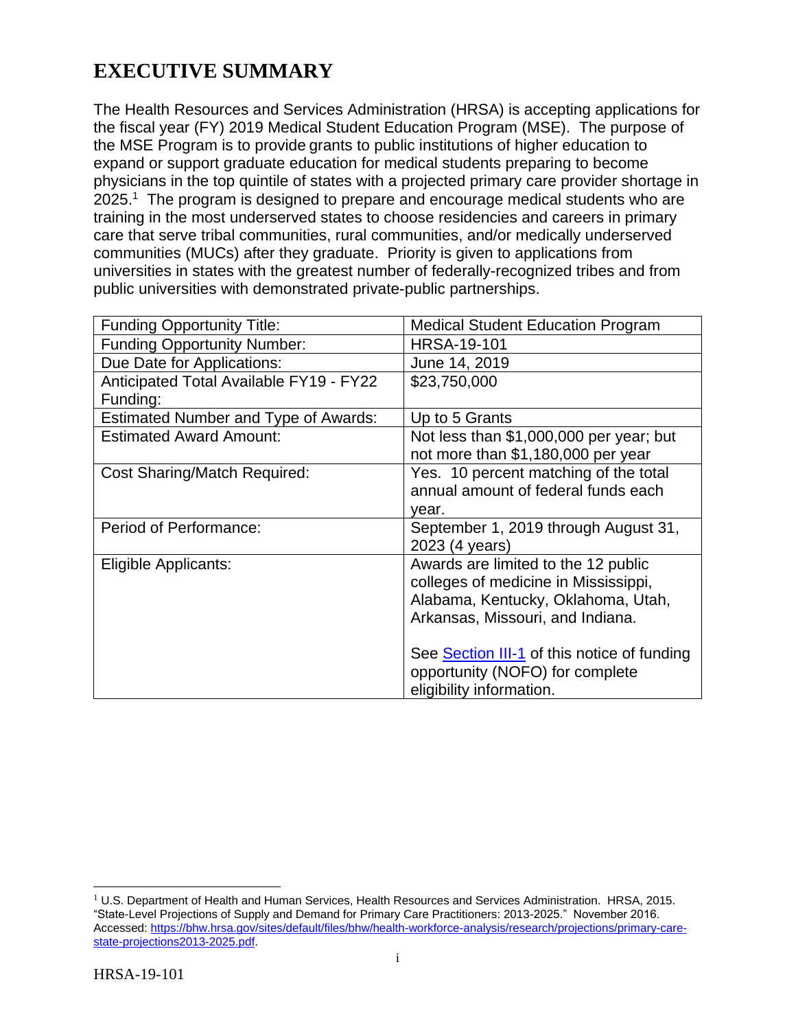# EXECUTIVE SUMMARY

The Health Resources and Services Administration (HRSA) is accepting applications for the fiscal year (FY) 2019 Medical Student Education Program (MSE). The purpose of the MSE Program is to provide grants to public institutions of higher education to expand or support graduate education for medical students preparing to become physicians in the top quintile of states with a projected primary care provider shortage in 2025.[1] The program is designed to prepare and encourage medical students who are training in the most underserved states to choose residencies and careers in primary care that serve tribal communities, rural communities, and/or medically underserved communities (MUCs) after they graduate. Priority is given to applications from universities in states with the greatest number of federally-recognized tribes and from public universities with demonstrated private-public partnerships.

| Funding Opportunity Title: | Medical Student Education Program |
|---|---|
| Funding Opportunity Number: | HRSA-19-101 |
| Due Date for Applications: | June 14, 2019 |
| Anticipated Total Available FY19 - FY22 Funding: | $23,750,000 |
| Estimated Number and Type of Awards: | Up to 5 Grants |
| Estimated Award Amount: | Not less than $1,000,000 per year; but not more than $1,180,000 per year |
| Cost Sharing/Match Required: | Yes. 10 percent matching of the total annual amount of federal funds each year. |
| Period of Performance: | September 1, 2019 through August 31, 2023 (4 years) |
| Eligible Applicants: | Awards are limited to the 12 public colleges of medicine in Mississippi, Alabama, Kentucky, Oklahoma, Utah, Arkansas, Missouri, and Indiana.<br><br>See Section III-1 of this notice of funding opportunity (NOFO) for complete eligibility information. |

[1] U.S. Department of Health and Human Services, Health Resources and Services Administration. HRSA, 2015. "State-Level Projections of Supply and Demand for Primary Care Practitioners: 2013-2025." November 2016. Accessed: https://bhw.hrsa.gov/sites/default/files/bhw/health-workforce-analysis/research/projections/primary-care-state-projections2013-2025.pdf.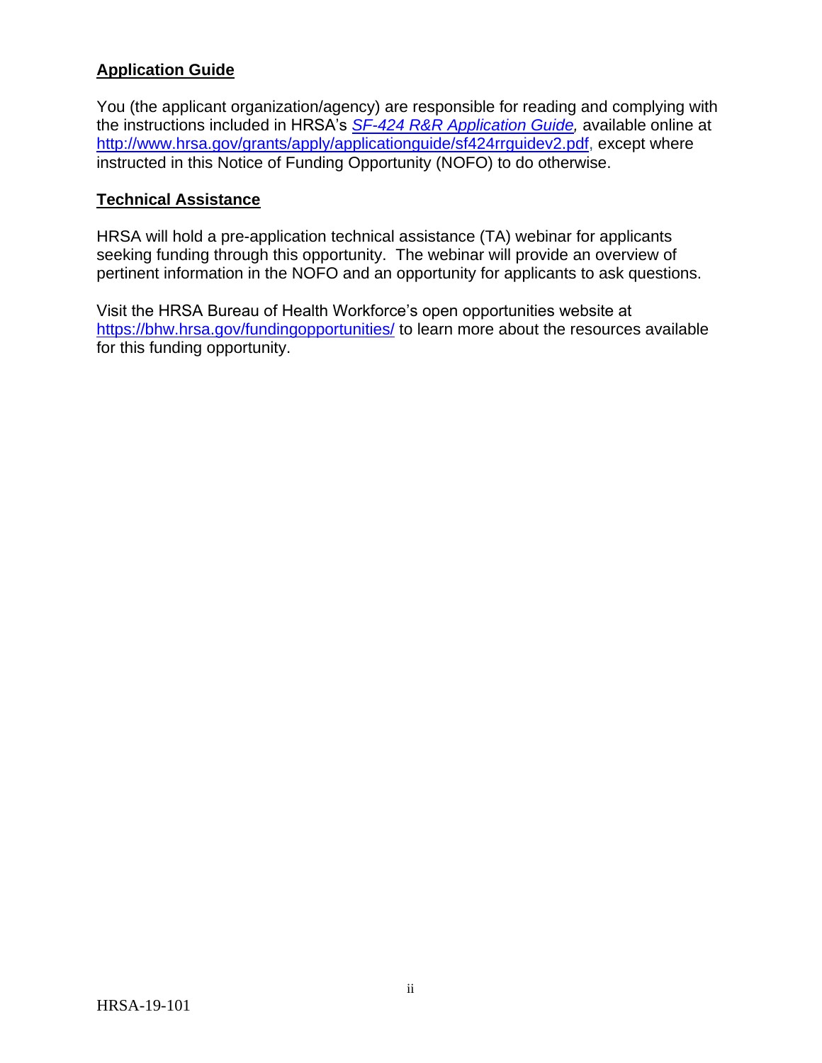## Application Guide

You (the applicant organization/agency) are responsible for reading and complying with the instructions included in HRSA's [*SF-424 R&R Application Guide*](http://www.hrsa.gov/grants/apply/applicationguide/sf424rrguidev2.pdf)*,* available online at [http://www.hrsa.gov/grants/apply/applicationguide/sf424rrguidev2.pdf](http://www.hrsa.gov/grants/apply/applicationguide/sf424rrguidev2.pdf), except where instructed in this Notice of Funding Opportunity (NOFO) to do otherwise.

## Technical Assistance

HRSA will hold a pre-application technical assistance (TA) webinar for applicants seeking funding through this opportunity. The webinar will provide an overview of pertinent information in the NOFO and an opportunity for applicants to ask questions.

Visit the HRSA Bureau of Health Workforce's open opportunities website at [https://bhw.hrsa.gov/fundingopportunities/](https://bhw.hrsa.gov/fundingopportunities/) to learn more about the resources available for this funding opportunity.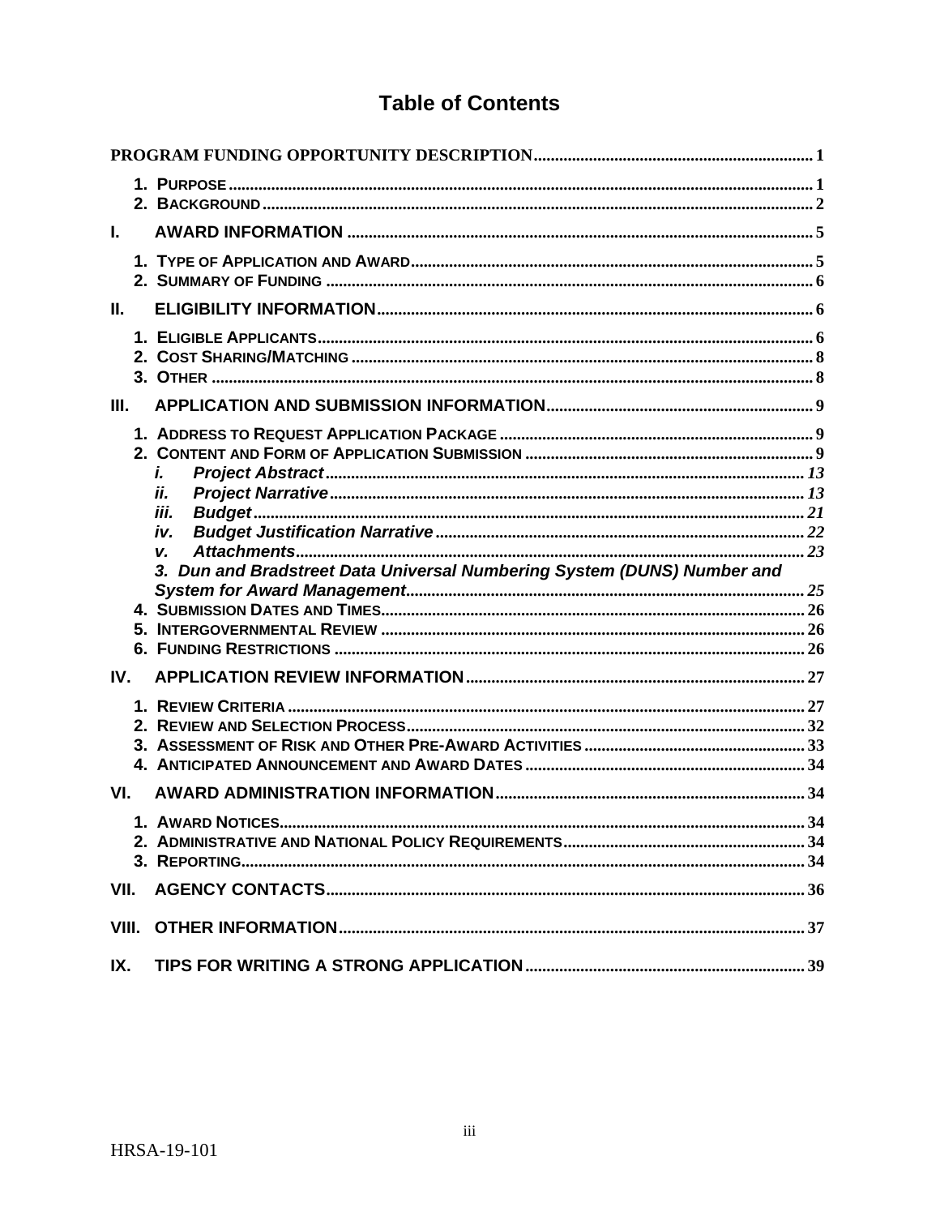# Table of Contents

**PROGRAM FUNDING OPPORTUNITY DESCRIPTION** ..... 1

1. PURPOSE ..... 1
2. BACKGROUND ..... 2

**I. AWARD INFORMATION** ..... 5

1. TYPE OF APPLICATION AND AWARD ..... 5
2. SUMMARY OF FUNDING ..... 6

**II. ELIGIBILITY INFORMATION** ..... 6

1. ELIGIBLE APPLICANTS ..... 6
2. COST SHARING/MATCHING ..... 8
3. OTHER ..... 8

**III. APPLICATION AND SUBMISSION INFORMATION** ..... 9

1. ADDRESS TO REQUEST APPLICATION PACKAGE ..... 9
2. CONTENT AND FORM OF APPLICATION SUBMISSION ..... 9
   - *i. Project Abstract* ..... 13
   - *ii. Project Narrative* ..... 13
   - *iii. Budget* ..... 21
   - *iv. Budget Justification Narrative* ..... 22
   - *v. Attachments* ..... 23
   - *3. Dun and Bradstreet Data Universal Numbering System (DUNS) Number and System for Award Management* ..... 25
4. SUBMISSION DATES AND TIMES ..... 26
5. INTERGOVERNMENTAL REVIEW ..... 26
6. FUNDING RESTRICTIONS ..... 26

**IV. APPLICATION REVIEW INFORMATION** ..... 27

1. REVIEW CRITERIA ..... 27
2. REVIEW AND SELECTION PROCESS ..... 32
3. ASSESSMENT OF RISK AND OTHER PRE-AWARD ACTIVITIES ..... 33
4. ANTICIPATED ANNOUNCEMENT AND AWARD DATES ..... 34

**VI. AWARD ADMINISTRATION INFORMATION** ..... 34

1. AWARD NOTICES ..... 34
2. ADMINISTRATIVE AND NATIONAL POLICY REQUIREMENTS ..... 34
3. REPORTING ..... 34

**VII. AGENCY CONTACTS** ..... 36

**VIII. OTHER INFORMATION** ..... 37

**IX. TIPS FOR WRITING A STRONG APPLICATION** ..... 39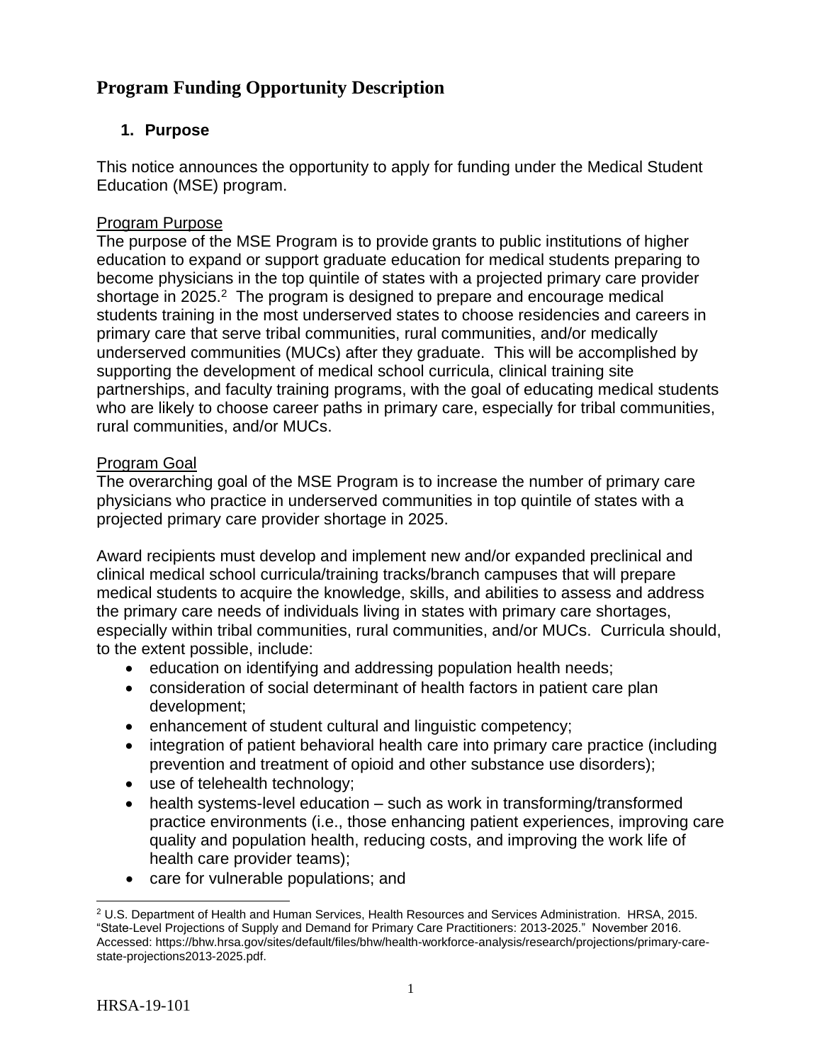# Program Funding Opportunity Description

## 1. Purpose

This notice announces the opportunity to apply for funding under the Medical Student Education (MSE) program.

Program Purpose

The purpose of the MSE Program is to provide grants to public institutions of higher education to expand or support graduate education for medical students preparing to become physicians in the top quintile of states with a projected primary care provider shortage in 2025.[2] The program is designed to prepare and encourage medical students training in the most underserved states to choose residencies and careers in primary care that serve tribal communities, rural communities, and/or medically underserved communities (MUCs) after they graduate. This will be accomplished by supporting the development of medical school curricula, clinical training site partnerships, and faculty training programs, with the goal of educating medical students who are likely to choose career paths in primary care, especially for tribal communities, rural communities, and/or MUCs.

Program Goal

The overarching goal of the MSE Program is to increase the number of primary care physicians who practice in underserved communities in top quintile of states with a projected primary care provider shortage in 2025.

Award recipients must develop and implement new and/or expanded preclinical and clinical medical school curricula/training tracks/branch campuses that will prepare medical students to acquire the knowledge, skills, and abilities to assess and address the primary care needs of individuals living in states with primary care shortages, especially within tribal communities, rural communities, and/or MUCs. Curricula should, to the extent possible, include:

- education on identifying and addressing population health needs;
- consideration of social determinant of health factors in patient care plan development;
- enhancement of student cultural and linguistic competency;
- integration of patient behavioral health care into primary care practice (including prevention and treatment of opioid and other substance use disorders);
- use of telehealth technology;
- health systems-level education – such as work in transforming/transformed practice environments (i.e., those enhancing patient experiences, improving care quality and population health, reducing costs, and improving the work life of health care provider teams);
- care for vulnerable populations; and

[2] U.S. Department of Health and Human Services, Health Resources and Services Administration. HRSA, 2015. "State-Level Projections of Supply and Demand for Primary Care Practitioners: 2013-2025." November 2016. Accessed: https://bhw.hrsa.gov/sites/default/files/bhw/health-workforce-analysis/research/projections/primary-care-state-projections2013-2025.pdf.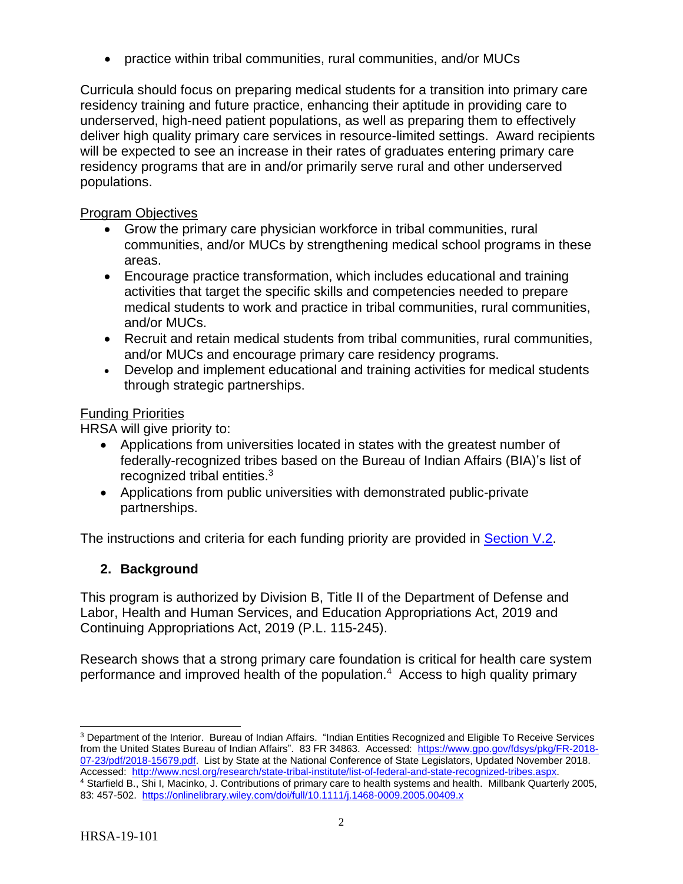- practice within tribal communities, rural communities, and/or MUCs

Curricula should focus on preparing medical students for a transition into primary care residency training and future practice, enhancing their aptitude in providing care to underserved, high-need patient populations, as well as preparing them to effectively deliver high quality primary care services in resource-limited settings. Award recipients will be expected to see an increase in their rates of graduates entering primary care residency programs that are in and/or primarily serve rural and other underserved populations.

Program Objectives

- Grow the primary care physician workforce in tribal communities, rural communities, and/or MUCs by strengthening medical school programs in these areas.
- Encourage practice transformation, which includes educational and training activities that target the specific skills and competencies needed to prepare medical students to work and practice in tribal communities, rural communities, and/or MUCs.
- Recruit and retain medical students from tribal communities, rural communities, and/or MUCs and encourage primary care residency programs.
- Develop and implement educational and training activities for medical students through strategic partnerships.

Funding Priorities

HRSA will give priority to:

- Applications from universities located in states with the greatest number of federally-recognized tribes based on the Bureau of Indian Affairs (BIA)'s list of recognized tribal entities.[3]
- Applications from public universities with demonstrated public-private partnerships.

The instructions and criteria for each funding priority are provided in Section V.2.

## 2. Background

This program is authorized by Division B, Title II of the Department of Defense and Labor, Health and Human Services, and Education Appropriations Act, 2019 and Continuing Appropriations Act, 2019 (P.L. 115-245).

Research shows that a strong primary care foundation is critical for health care system performance and improved health of the population.[4] Access to high quality primary

---

[3] Department of the Interior. Bureau of Indian Affairs. "Indian Entities Recognized and Eligible To Receive Services from the United States Bureau of Indian Affairs". 83 FR 34863. Accessed: https://www.gpo.gov/fdsys/pkg/FR-2018-07-23/pdf/2018-15679.pdf. List by State at the National Conference of State Legislators, Updated November 2018. Accessed: http://www.ncsl.org/research/state-tribal-institute/list-of-federal-and-state-recognized-tribes.aspx.

[4] Starfield B., Shi I, Macinko, J. Contributions of primary care to health systems and health. Millbank Quarterly 2005, 83: 457-502. https://onlinelibrary.wiley.com/doi/full/10.1111/j.1468-0009.2005.00409.x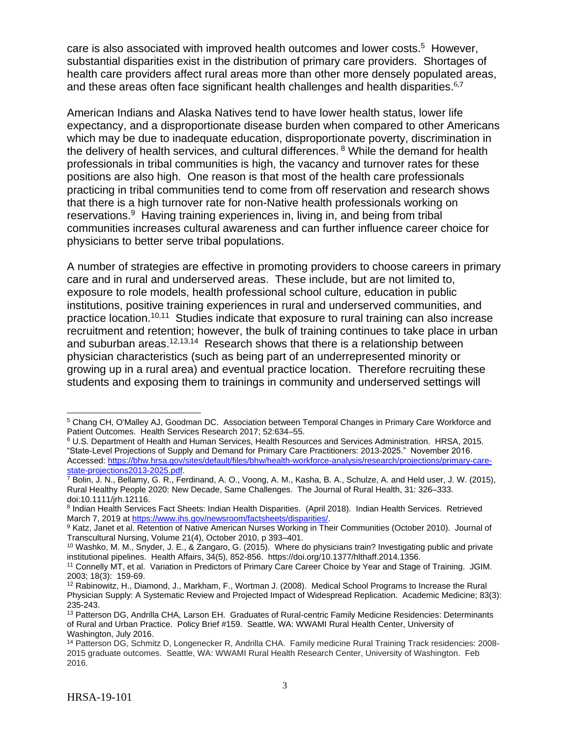care is also associated with improved health outcomes and lower costs.[5] However, substantial disparities exist in the distribution of primary care providers. Shortages of health care providers affect rural areas more than other more densely populated areas, and these areas often face significant health challenges and health disparities.[6,7]

American Indians and Alaska Natives tend to have lower health status, lower life expectancy, and a disproportionate disease burden when compared to other Americans which may be due to inadequate education, disproportionate poverty, discrimination in the delivery of health services, and cultural differences. [8] While the demand for health professionals in tribal communities is high, the vacancy and turnover rates for these positions are also high. One reason is that most of the health care professionals practicing in tribal communities tend to come from off reservation and research shows that there is a high turnover rate for non-Native health professionals working on reservations.[9] Having training experiences in, living in, and being from tribal communities increases cultural awareness and can further influence career choice for physicians to better serve tribal populations.

A number of strategies are effective in promoting providers to choose careers in primary care and in rural and underserved areas. These include, but are not limited to, exposure to role models, health professional school culture, education in public institutions, positive training experiences in rural and underserved communities, and practice location.[10,11] Studies indicate that exposure to rural training can also increase recruitment and retention; however, the bulk of training continues to take place in urban and suburban areas.[12,13,14] Research shows that there is a relationship between physician characteristics (such as being part of an underrepresented minority or growing up in a rural area) and eventual practice location. Therefore recruiting these students and exposing them to trainings in community and underserved settings will

---

[5] Chang CH, O'Malley AJ, Goodman DC. Association between Temporal Changes in Primary Care Workforce and Patient Outcomes. Health Services Research 2017; 52:634–55.

[6] U.S. Department of Health and Human Services, Health Resources and Services Administration. HRSA, 2015. "State-Level Projections of Supply and Demand for Primary Care Practitioners: 2013-2025." November 2016. Accessed: https://bhw.hrsa.gov/sites/default/files/bhw/health-workforce-analysis/research/projections/primary-care-state-projections2013-2025.pdf.

[7] Bolin, J. N., Bellamy, G. R., Ferdinand, A. O., Voong, A. M., Kasha, B. A., Schulze, A. and Held user, J. W. (2015), Rural Healthy People 2020: New Decade, Same Challenges. The Journal of Rural Health, 31: 326–333. doi:10.1111/jrh.12116.

[8] Indian Health Services Fact Sheets: Indian Health Disparities. (April 2018). Indian Health Services. Retrieved March 7, 2019 at https://www.ihs.gov/newsroom/factsheets/disparities/.

[9] Katz, Janet et al. Retention of Native American Nurses Working in Their Communities (October 2010). Journal of Transcultural Nursing, Volume 21(4), October 2010, p 393–401.

[10] Washko, M. M., Snyder, J. E., & Zangaro, G. (2015). Where do physicians train? Investigating public and private institutional pipelines. Health Affairs, 34(5), 852-856. https://doi.org/10.1377/hlthaff.2014.1356.

[11] Connelly MT, et al. Variation in Predictors of Primary Care Career Choice by Year and Stage of Training. JGIM. 2003; 18(3): 159-69.

[12] Rabinowitz, H., Diamond, J., Markham, F., Wortman J. (2008). Medical School Programs to Increase the Rural Physician Supply: A Systematic Review and Projected Impact of Widespread Replication. Academic Medicine; 83(3): 235-243.

[13] Patterson DG, Andrilla CHA, Larson EH. Graduates of Rural-centric Family Medicine Residencies: Determinants of Rural and Urban Practice. Policy Brief #159. Seattle, WA: WWAMI Rural Health Center, University of Washington, July 2016.

[14] Patterson DG, Schmitz D, Longenecker R, Andrilla CHA. Family medicine Rural Training Track residencies: 2008-2015 graduate outcomes. Seattle, WA: WWAMI Rural Health Research Center, University of Washington. Feb 2016.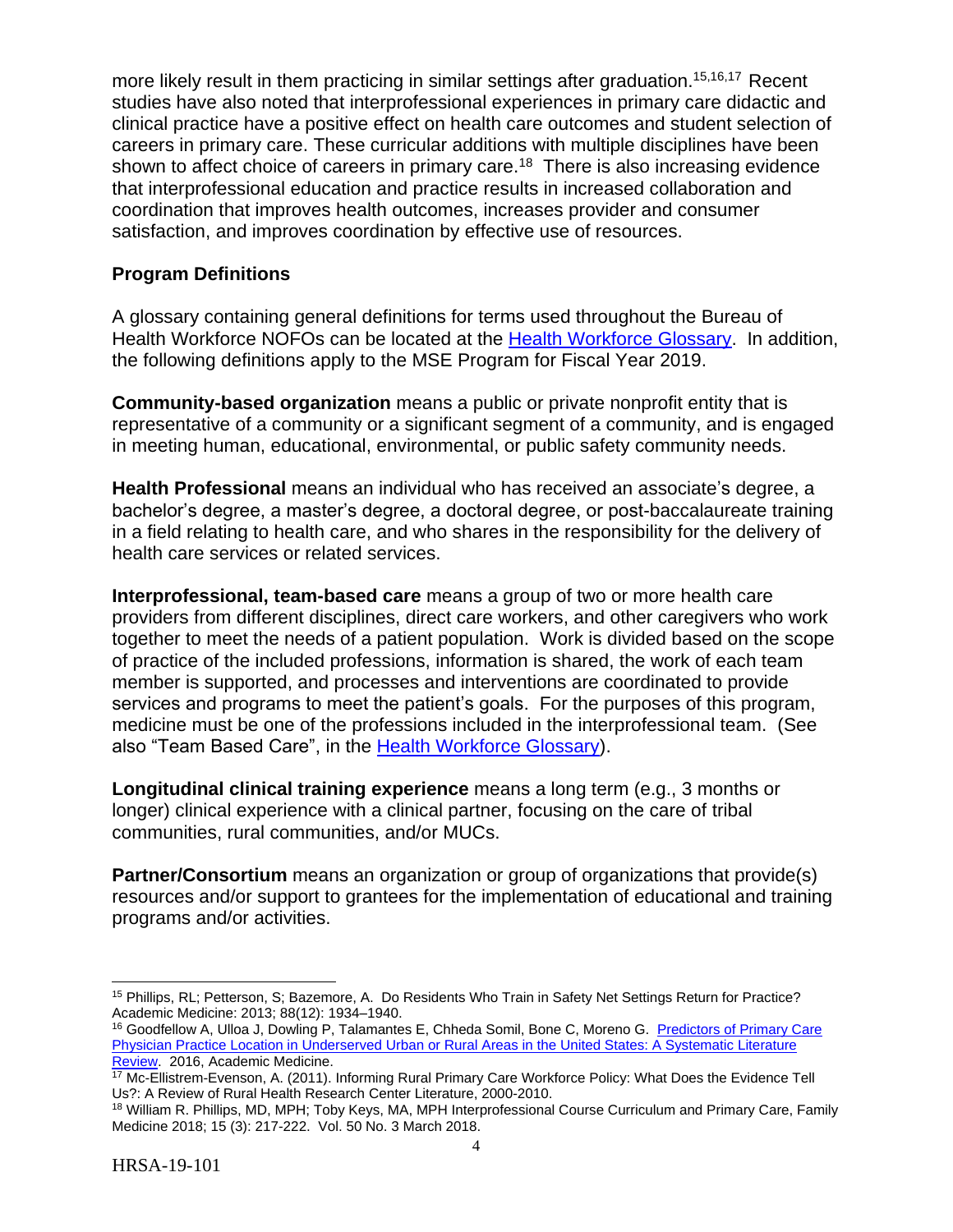more likely result in them practicing in similar settings after graduation.[15,16,17] Recent studies have also noted that interprofessional experiences in primary care didactic and clinical practice have a positive effect on health care outcomes and student selection of careers in primary care. These curricular additions with multiple disciplines have been shown to affect choice of careers in primary care.[18] There is also increasing evidence that interprofessional education and practice results in increased collaboration and coordination that improves health outcomes, increases provider and consumer satisfaction, and improves coordination by effective use of resources.

**Program Definitions**

A glossary containing general definitions for terms used throughout the Bureau of Health Workforce NOFOs can be located at the [Health Workforce Glossary](). In addition, the following definitions apply to the MSE Program for Fiscal Year 2019.

**Community-based organization** means a public or private nonprofit entity that is representative of a community or a significant segment of a community, and is engaged in meeting human, educational, environmental, or public safety community needs.

**Health Professional** means an individual who has received an associate's degree, a bachelor's degree, a master's degree, a doctoral degree, or post-baccalaureate training in a field relating to health care, and who shares in the responsibility for the delivery of health care services or related services.

**Interprofessional, team-based care** means a group of two or more health care providers from different disciplines, direct care workers, and other caregivers who work together to meet the needs of a patient population. Work is divided based on the scope of practice of the included professions, information is shared, the work of each team member is supported, and processes and interventions are coordinated to provide services and programs to meet the patient's goals. For the purposes of this program, medicine must be one of the professions included in the interprofessional team. (See also "Team Based Care", in the [Health Workforce Glossary]()).

**Longitudinal clinical training experience** means a long term (e.g., 3 months or longer) clinical experience with a clinical partner, focusing on the care of tribal communities, rural communities, and/or MUCs.

**Partner/Consortium** means an organization or group of organizations that provide(s) resources and/or support to grantees for the implementation of educational and training programs and/or activities.

---

[15] Phillips, RL; Petterson, S; Bazemore, A. Do Residents Who Train in Safety Net Settings Return for Practice? Academic Medicine: 2013; 88(12): 1934–1940.

[16] Goodfellow A, Ulloa J, Dowling P, Talamantes E, Chheda Somil, Bone C, Moreno G. [Predictors of Primary Care Physician Practice Location in Underserved Urban or Rural Areas in the United States: A Systematic Literature Review](). 2016, Academic Medicine.

[17] Mc-Ellistrem-Evenson, A. (2011). Informing Rural Primary Care Workforce Policy: What Does the Evidence Tell Us?: A Review of Rural Health Research Center Literature, 2000-2010.

[18] William R. Phillips, MD, MPH; Toby Keys, MA, MPH Interprofessional Course Curriculum and Primary Care, Family Medicine 2018; 15 (3): 217-222. Vol. 50 No. 3 March 2018.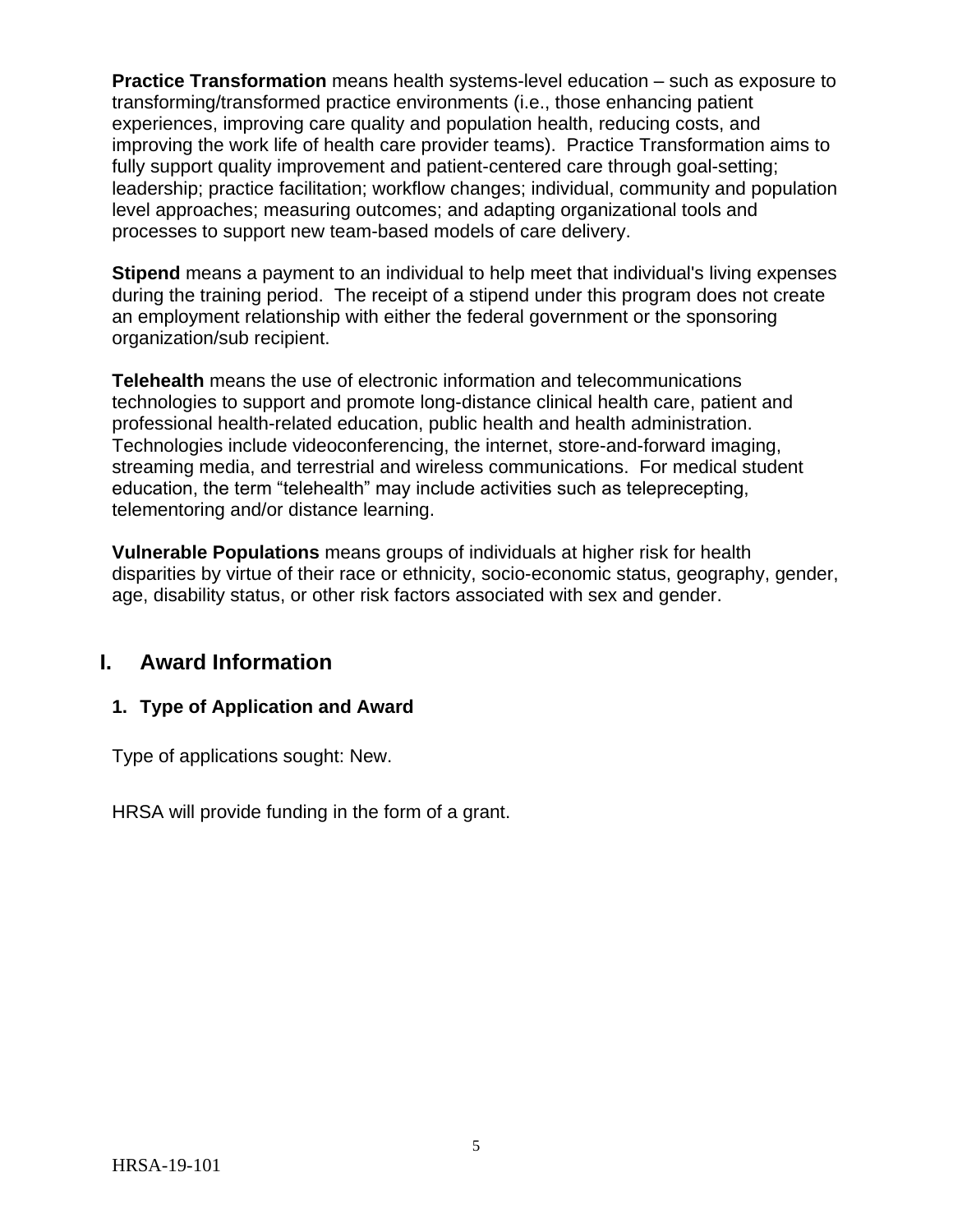**Practice Transformation** means health systems-level education – such as exposure to transforming/transformed practice environments (i.e., those enhancing patient experiences, improving care quality and population health, reducing costs, and improving the work life of health care provider teams). Practice Transformation aims to fully support quality improvement and patient-centered care through goal-setting; leadership; practice facilitation; workflow changes; individual, community and population level approaches; measuring outcomes; and adapting organizational tools and processes to support new team-based models of care delivery.

**Stipend** means a payment to an individual to help meet that individual's living expenses during the training period. The receipt of a stipend under this program does not create an employment relationship with either the federal government or the sponsoring organization/sub recipient.

**Telehealth** means the use of electronic information and telecommunications technologies to support and promote long-distance clinical health care, patient and professional health-related education, public health and health administration. Technologies include videoconferencing, the internet, store-and-forward imaging, streaming media, and terrestrial and wireless communications. For medical student education, the term "telehealth" may include activities such as teleprecepting, telementoring and/or distance learning.

**Vulnerable Populations** means groups of individuals at higher risk for health disparities by virtue of their race or ethnicity, socio-economic status, geography, gender, age, disability status, or other risk factors associated with sex and gender.

## I. Award Information

### 1. Type of Application and Award

Type of applications sought: New.

HRSA will provide funding in the form of a grant.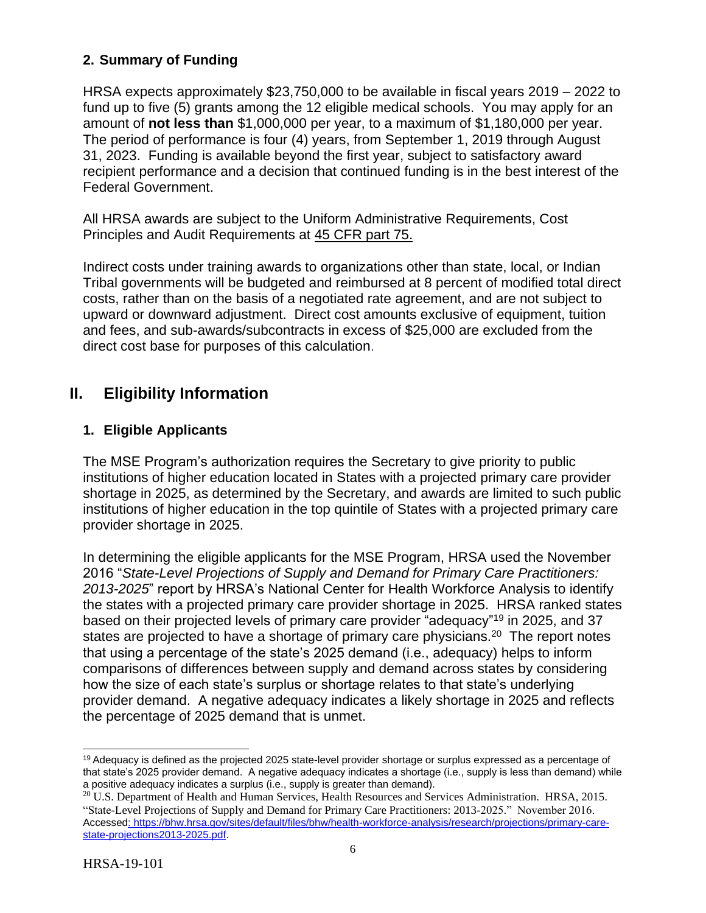### 2. Summary of Funding

HRSA expects approximately $23,750,000 to be available in fiscal years 2019 – 2022 to fund up to five (5) grants among the 12 eligible medical schools. You may apply for an amount of **not less than** $1,000,000 per year, to a maximum of $1,180,000 per year. The period of performance is four (4) years, from September 1, 2019 through August 31, 2023. Funding is available beyond the first year, subject to satisfactory award recipient performance and a decision that continued funding is in the best interest of the Federal Government.

All HRSA awards are subject to the Uniform Administrative Requirements, Cost Principles and Audit Requirements at 45 CFR part 75.

Indirect costs under training awards to organizations other than state, local, or Indian Tribal governments will be budgeted and reimbursed at 8 percent of modified total direct costs, rather than on the basis of a negotiated rate agreement, and are not subject to upward or downward adjustment. Direct cost amounts exclusive of equipment, tuition and fees, and sub-awards/subcontracts in excess of $25,000 are excluded from the direct cost base for purposes of this calculation.

## II. Eligibility Information

### 1. Eligible Applicants

The MSE Program's authorization requires the Secretary to give priority to public institutions of higher education located in States with a projected primary care provider shortage in 2025, as determined by the Secretary, and awards are limited to such public institutions of higher education in the top quintile of States with a projected primary care provider shortage in 2025.

In determining the eligible applicants for the MSE Program, HRSA used the November 2016 "*State-Level Projections of Supply and Demand for Primary Care Practitioners: 2013-2025*" report by HRSA's National Center for Health Workforce Analysis to identify the states with a projected primary care provider shortage in 2025. HRSA ranked states based on their projected levels of primary care provider "adequacy"[19] in 2025, and 37 states are projected to have a shortage of primary care physicians.[20] The report notes that using a percentage of the state's 2025 demand (i.e., adequacy) helps to inform comparisons of differences between supply and demand across states by considering how the size of each state's surplus or shortage relates to that state's underlying provider demand. A negative adequacy indicates a likely shortage in 2025 and reflects the percentage of 2025 demand that is unmet.

---

[19] Adequacy is defined as the projected 2025 state-level provider shortage or surplus expressed as a percentage of that state's 2025 provider demand. A negative adequacy indicates a shortage (i.e., supply is less than demand) while a positive adequacy indicates a surplus (i.e., supply is greater than demand).

[20] U.S. Department of Health and Human Services, Health Resources and Services Administration. HRSA, 2015. "State-Level Projections of Supply and Demand for Primary Care Practitioners: 2013-2025." November 2016. Accessed: https://bhw.hrsa.gov/sites/default/files/bhw/health-workforce-analysis/research/projections/primary-care-state-projections2013-2025.pdf.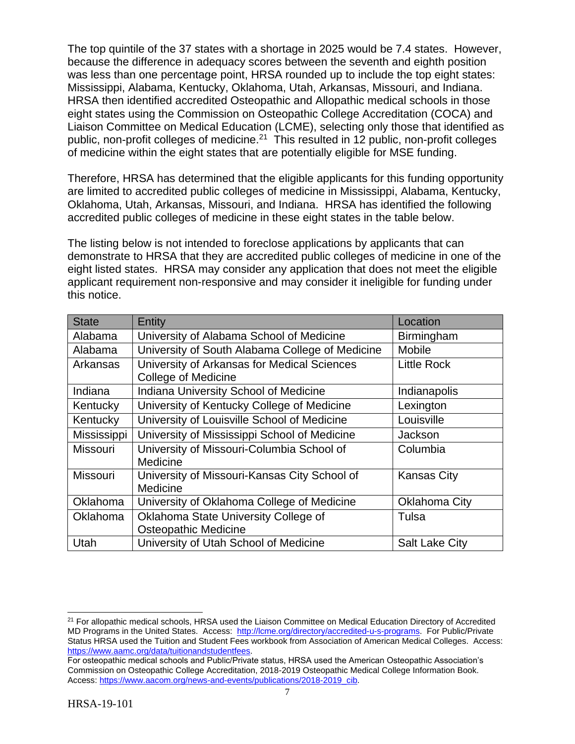The top quintile of the 37 states with a shortage in 2025 would be 7.4 states. However, because the difference in adequacy scores between the seventh and eighth position was less than one percentage point, HRSA rounded up to include the top eight states: Mississippi, Alabama, Kentucky, Oklahoma, Utah, Arkansas, Missouri, and Indiana. HRSA then identified accredited Osteopathic and Allopathic medical schools in those eight states using the Commission on Osteopathic College Accreditation (COCA) and Liaison Committee on Medical Education (LCME), selecting only those that identified as public, non-profit colleges of medicine.[21] This resulted in 12 public, non-profit colleges of medicine within the eight states that are potentially eligible for MSE funding.

Therefore, HRSA has determined that the eligible applicants for this funding opportunity are limited to accredited public colleges of medicine in Mississippi, Alabama, Kentucky, Oklahoma, Utah, Arkansas, Missouri, and Indiana. HRSA has identified the following accredited public colleges of medicine in these eight states in the table below.

The listing below is not intended to foreclose applications by applicants that can demonstrate to HRSA that they are accredited public colleges of medicine in one of the eight listed states. HRSA may consider any application that does not meet the eligible applicant requirement non-responsive and may consider it ineligible for funding under this notice.

| State | Entity | Location |
|---|---|---|
| Alabama | University of Alabama School of Medicine | Birmingham |
| Alabama | University of South Alabama College of Medicine | Mobile |
| Arkansas | University of Arkansas for Medical Sciences College of Medicine | Little Rock |
| Indiana | Indiana University School of Medicine | Indianapolis |
| Kentucky | University of Kentucky College of Medicine | Lexington |
| Kentucky | University of Louisville School of Medicine | Louisville |
| Mississippi | University of Mississippi School of Medicine | Jackson |
| Missouri | University of Missouri-Columbia School of Medicine | Columbia |
| Missouri | University of Missouri-Kansas City School of Medicine | Kansas City |
| Oklahoma | University of Oklahoma College of Medicine | Oklahoma City |
| Oklahoma | Oklahoma State University College of Osteopathic Medicine | Tulsa |
| Utah | University of Utah School of Medicine | Salt Lake City |

[21] For allopathic medical schools, HRSA used the Liaison Committee on Medical Education Directory of Accredited MD Programs in the United States. Access: http://lcme.org/directory/accredited-u-s-programs. For Public/Private Status HRSA used the Tuition and Student Fees workbook from Association of American Medical Colleges. Access: https://www.aamc.org/data/tuitionandstudentfees.
For osteopathic medical schools and Public/Private status, HRSA used the American Osteopathic Association's Commission on Osteopathic College Accreditation, 2018-2019 Osteopathic Medical College Information Book. Access: https://www.aacom.org/news-and-events/publications/2018-2019_cib.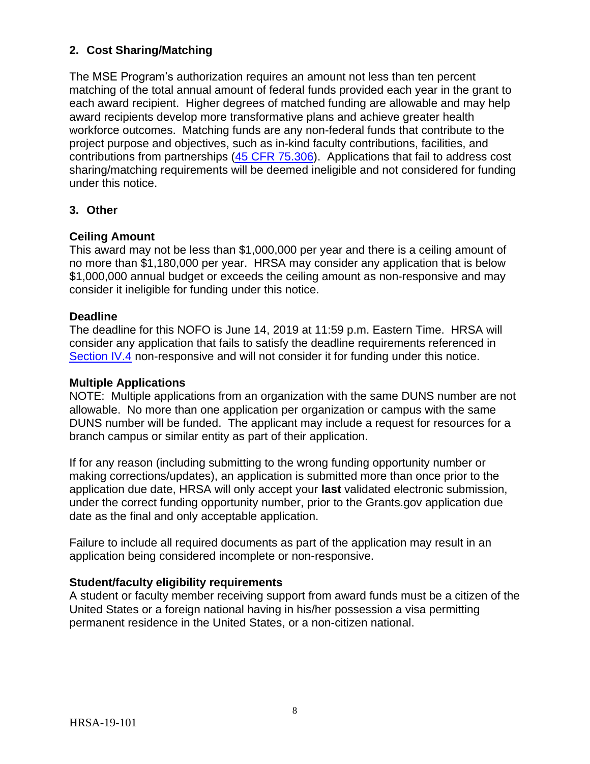### 2. Cost Sharing/Matching

The MSE Program's authorization requires an amount not less than ten percent matching of the total annual amount of federal funds provided each year in the grant to each award recipient. Higher degrees of matched funding are allowable and may help award recipients develop more transformative plans and achieve greater health workforce outcomes. Matching funds are any non-federal funds that contribute to the project purpose and objectives, such as in-kind faculty contributions, facilities, and contributions from partnerships ([45 CFR 75.306](https://www.ecfr.gov/)). Applications that fail to address cost sharing/matching requirements will be deemed ineligible and not considered for funding under this notice.

### 3. Other

**Ceiling Amount**
This award may not be less than $1,000,000 per year and there is a ceiling amount of no more than $1,180,000 per year. HRSA may consider any application that is below $1,000,000 annual budget or exceeds the ceiling amount as non-responsive and may consider it ineligible for funding under this notice.

**Deadline**
The deadline for this NOFO is June 14, 2019 at 11:59 p.m. Eastern Time. HRSA will consider any application that fails to satisfy the deadline requirements referenced in [Section IV.4](#) non-responsive and will not consider it for funding under this notice.

**Multiple Applications**
NOTE: Multiple applications from an organization with the same DUNS number are not allowable. No more than one application per organization or campus with the same DUNS number will be funded. The applicant may include a request for resources for a branch campus or similar entity as part of their application.

If for any reason (including submitting to the wrong funding opportunity number or making corrections/updates), an application is submitted more than once prior to the application due date, HRSA will only accept your **last** validated electronic submission, under the correct funding opportunity number, prior to the Grants.gov application due date as the final and only acceptable application.

Failure to include all required documents as part of the application may result in an application being considered incomplete or non-responsive.

**Student/faculty eligibility requirements**
A student or faculty member receiving support from award funds must be a citizen of the United States or a foreign national having in his/her possession a visa permitting permanent residence in the United States, or a non-citizen national.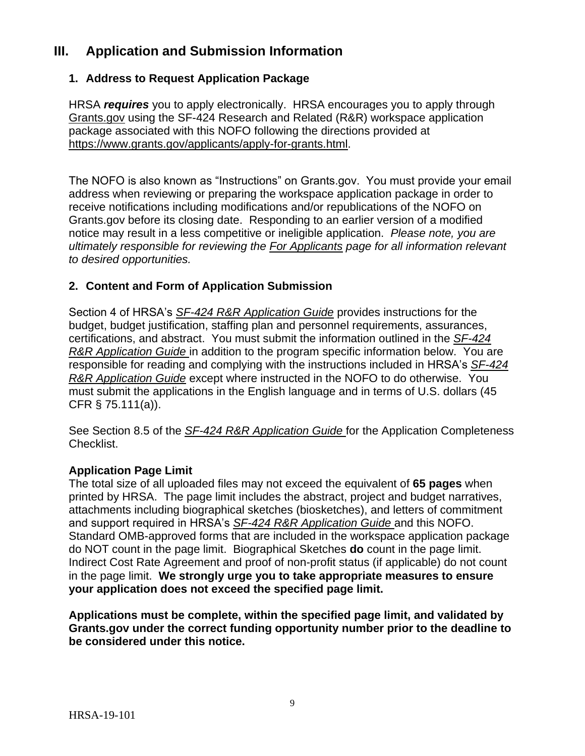## III. Application and Submission Information

### 1. Address to Request Application Package

HRSA ***requires*** you to apply electronically. HRSA encourages you to apply through Grants.gov using the SF-424 Research and Related (R&R) workspace application package associated with this NOFO following the directions provided at https://www.grants.gov/applicants/apply-for-grants.html.

The NOFO is also known as "Instructions" on Grants.gov. You must provide your email address when reviewing or preparing the workspace application package in order to receive notifications including modifications and/or republications of the NOFO on Grants.gov before its closing date. Responding to an earlier version of a modified notice may result in a less competitive or ineligible application. *Please note, you are ultimately responsible for reviewing the For Applicants page for all information relevant to desired opportunities.*

### 2. Content and Form of Application Submission

Section 4 of HRSA's *SF-424 R&R Application Guide* provides instructions for the budget, budget justification, staffing plan and personnel requirements, assurances, certifications, and abstract. You must submit the information outlined in the *SF-424 R&R Application Guide* in addition to the program specific information below. You are responsible for reading and complying with the instructions included in HRSA's *SF-424 R&R Application Guide* except where instructed in the NOFO to do otherwise. You must submit the applications in the English language and in terms of U.S. dollars (45 CFR § 75.111(a)).

See Section 8.5 of the *SF-424 R&R Application Guide* for the Application Completeness Checklist.

**Application Page Limit**

The total size of all uploaded files may not exceed the equivalent of **65 pages** when printed by HRSA. The page limit includes the abstract, project and budget narratives, attachments including biographical sketches (biosketches), and letters of commitment and support required in HRSA's *SF-424 R&R Application Guide* and this NOFO. Standard OMB-approved forms that are included in the workspace application package do NOT count in the page limit. Biographical Sketches **do** count in the page limit. Indirect Cost Rate Agreement and proof of non-profit status (if applicable) do not count in the page limit. **We strongly urge you to take appropriate measures to ensure your application does not exceed the specified page limit.**

**Applications must be complete, within the specified page limit, and validated by Grants.gov under the correct funding opportunity number prior to the deadline to be considered under this notice.**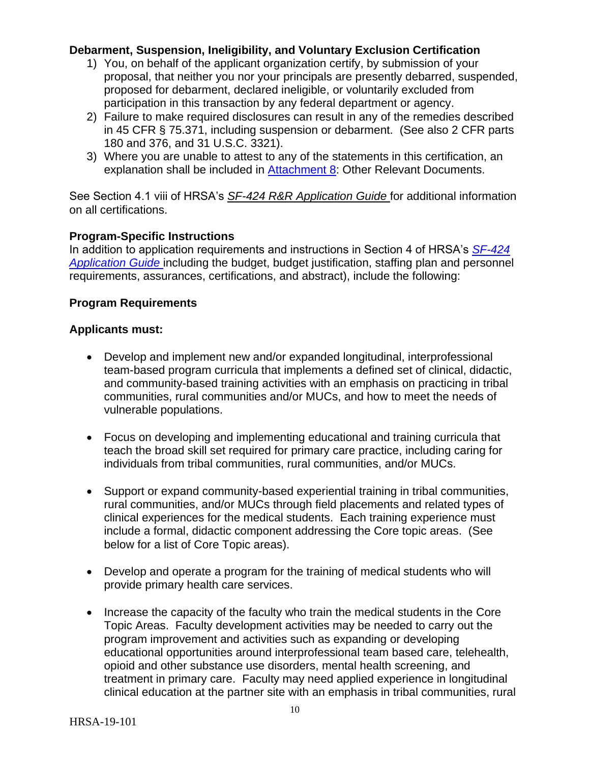**Debarment, Suspension, Ineligibility, and Voluntary Exclusion Certification**

1) You, on behalf of the applicant organization certify, by submission of your proposal, that neither you nor your principals are presently debarred, suspended, proposed for debarment, declared ineligible, or voluntarily excluded from participation in this transaction by any federal department or agency.
2) Failure to make required disclosures can result in any of the remedies described in 45 CFR § 75.371, including suspension or debarment. (See also 2 CFR parts 180 and 376, and 31 U.S.C. 3321).
3) Where you are unable to attest to any of the statements in this certification, an explanation shall be included in Attachment 8: Other Relevant Documents.

See Section 4.1 viii of HRSA's *SF-424 R&R Application Guide* for additional information on all certifications.

**Program-Specific Instructions**

In addition to application requirements and instructions in Section 4 of HRSA's *SF-424 Application Guide* including the budget, budget justification, staffing plan and personnel requirements, assurances, certifications, and abstract), include the following:

**Program Requirements**

**Applicants must:**

- Develop and implement new and/or expanded longitudinal, interprofessional team-based program curricula that implements a defined set of clinical, didactic, and community-based training activities with an emphasis on practicing in tribal communities, rural communities and/or MUCs, and how to meet the needs of vulnerable populations.

- Focus on developing and implementing educational and training curricula that teach the broad skill set required for primary care practice, including caring for individuals from tribal communities, rural communities, and/or MUCs.

- Support or expand community-based experiential training in tribal communities, rural communities, and/or MUCs through field placements and related types of clinical experiences for the medical students. Each training experience must include a formal, didactic component addressing the Core topic areas. (See below for a list of Core Topic areas).

- Develop and operate a program for the training of medical students who will provide primary health care services.

- Increase the capacity of the faculty who train the medical students in the Core Topic Areas. Faculty development activities may be needed to carry out the program improvement and activities such as expanding or developing educational opportunities around interprofessional team based care, telehealth, opioid and other substance use disorders, mental health screening, and treatment in primary care. Faculty may need applied experience in longitudinal clinical education at the partner site with an emphasis in tribal communities, rural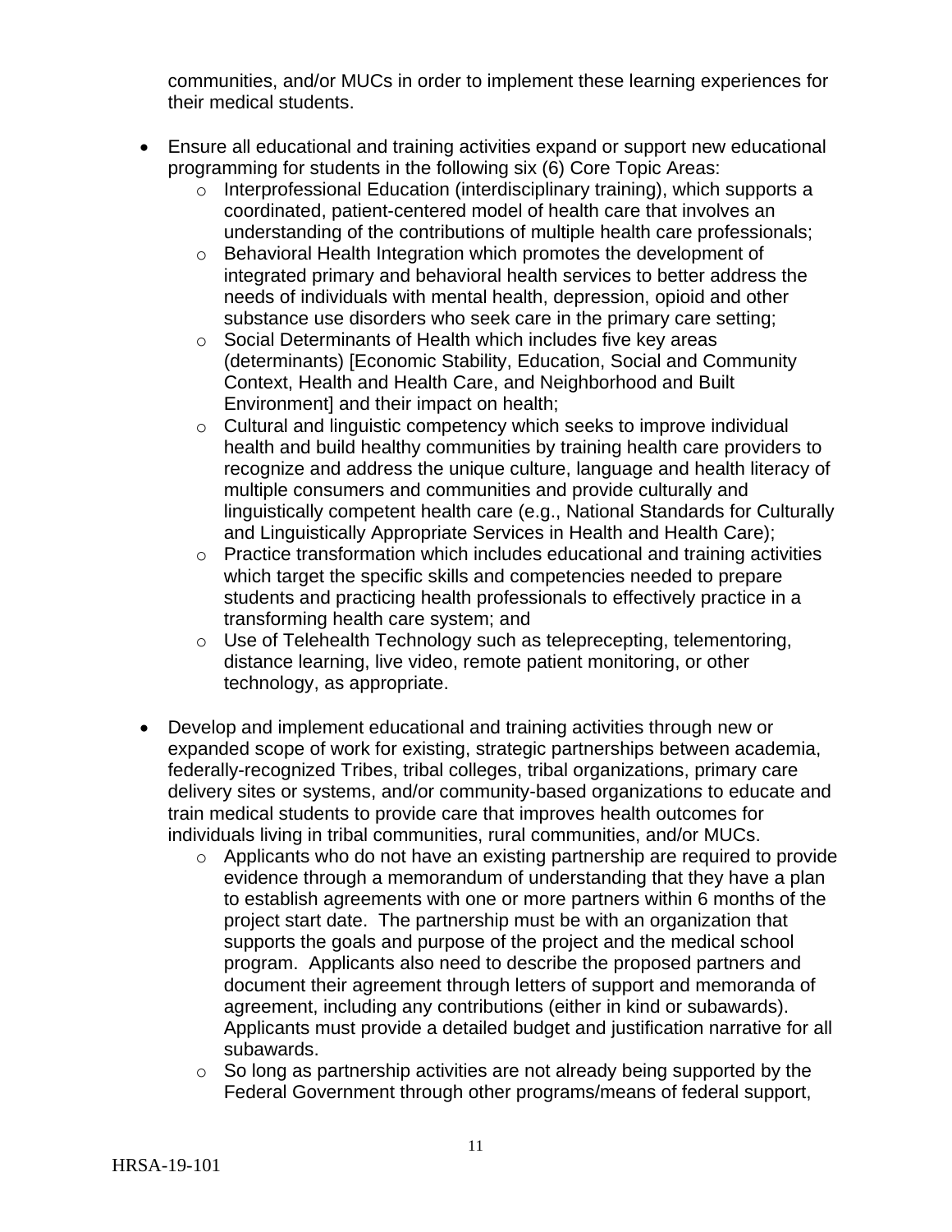communities, and/or MUCs in order to implement these learning experiences for their medical students.

- Ensure all educational and training activities expand or support new educational programming for students in the following six (6) Core Topic Areas:
    - Interprofessional Education (interdisciplinary training), which supports a coordinated, patient-centered model of health care that involves an understanding of the contributions of multiple health care professionals;
    - Behavioral Health Integration which promotes the development of integrated primary and behavioral health services to better address the needs of individuals with mental health, depression, opioid and other substance use disorders who seek care in the primary care setting;
    - Social Determinants of Health which includes five key areas (determinants) [Economic Stability, Education, Social and Community Context, Health and Health Care, and Neighborhood and Built Environment] and their impact on health;
    - Cultural and linguistic competency which seeks to improve individual health and build healthy communities by training health care providers to recognize and address the unique culture, language and health literacy of multiple consumers and communities and provide culturally and linguistically competent health care (e.g., National Standards for Culturally and Linguistically Appropriate Services in Health and Health Care);
    - Practice transformation which includes educational and training activities which target the specific skills and competencies needed to prepare students and practicing health professionals to effectively practice in a transforming health care system; and
    - Use of Telehealth Technology such as teleprecepting, telementoring, distance learning, live video, remote patient monitoring, or other technology, as appropriate.

- Develop and implement educational and training activities through new or expanded scope of work for existing, strategic partnerships between academia, federally-recognized Tribes, tribal colleges, tribal organizations, primary care delivery sites or systems, and/or community-based organizations to educate and train medical students to provide care that improves health outcomes for individuals living in tribal communities, rural communities, and/or MUCs.
    - Applicants who do not have an existing partnership are required to provide evidence through a memorandum of understanding that they have a plan to establish agreements with one or more partners within 6 months of the project start date. The partnership must be with an organization that supports the goals and purpose of the project and the medical school program. Applicants also need to describe the proposed partners and document their agreement through letters of support and memoranda of agreement, including any contributions (either in kind or subawards). Applicants must provide a detailed budget and justification narrative for all subawards.
    - So long as partnership activities are not already being supported by the Federal Government through other programs/means of federal support,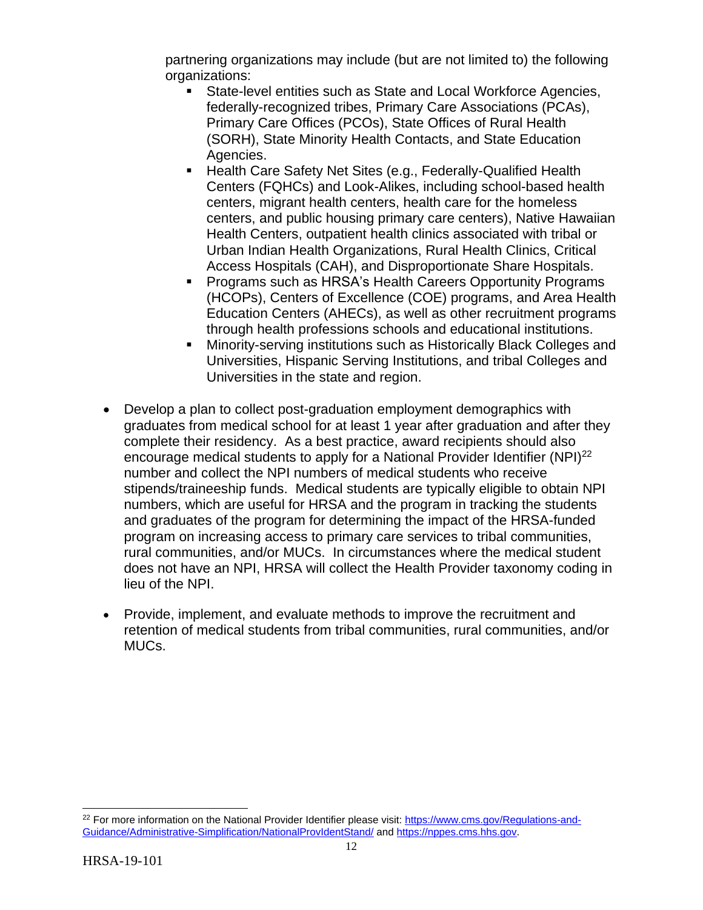partnering organizations may include (but are not limited to) the following organizations:

  - State-level entities such as State and Local Workforce Agencies, federally-recognized tribes, Primary Care Associations (PCAs), Primary Care Offices (PCOs), State Offices of Rural Health (SORH), State Minority Health Contacts, and State Education Agencies.
  - Health Care Safety Net Sites (e.g., Federally-Qualified Health Centers (FQHCs) and Look-Alikes, including school-based health centers, migrant health centers, health care for the homeless centers, and public housing primary care centers), Native Hawaiian Health Centers, outpatient health clinics associated with tribal or Urban Indian Health Organizations, Rural Health Clinics, Critical Access Hospitals (CAH), and Disproportionate Share Hospitals.
  - Programs such as HRSA's Health Careers Opportunity Programs (HCOPs), Centers of Excellence (COE) programs, and Area Health Education Centers (AHECs), as well as other recruitment programs through health professions schools and educational institutions.
  - Minority-serving institutions such as Historically Black Colleges and Universities, Hispanic Serving Institutions, and tribal Colleges and Universities in the state and region.

- Develop a plan to collect post-graduation employment demographics with graduates from medical school for at least 1 year after graduation and after they complete their residency. As a best practice, award recipients should also encourage medical students to apply for a National Provider Identifier (NPI)[22] number and collect the NPI numbers of medical students who receive stipends/traineeship funds. Medical students are typically eligible to obtain NPI numbers, which are useful for HRSA and the program in tracking the students and graduates of the program for determining the impact of the HRSA-funded program on increasing access to primary care services to tribal communities, rural communities, and/or MUCs. In circumstances where the medical student does not have an NPI, HRSA will collect the Health Provider taxonomy coding in lieu of the NPI.

- Provide, implement, and evaluate methods to improve the recruitment and retention of medical students from tribal communities, rural communities, and/or MUCs.

[22] For more information on the National Provider Identifier please visit: https://www.cms.gov/Regulations-and-Guidance/Administrative-Simplification/NationalProvIdentStand/ and https://nppes.cms.hhs.gov.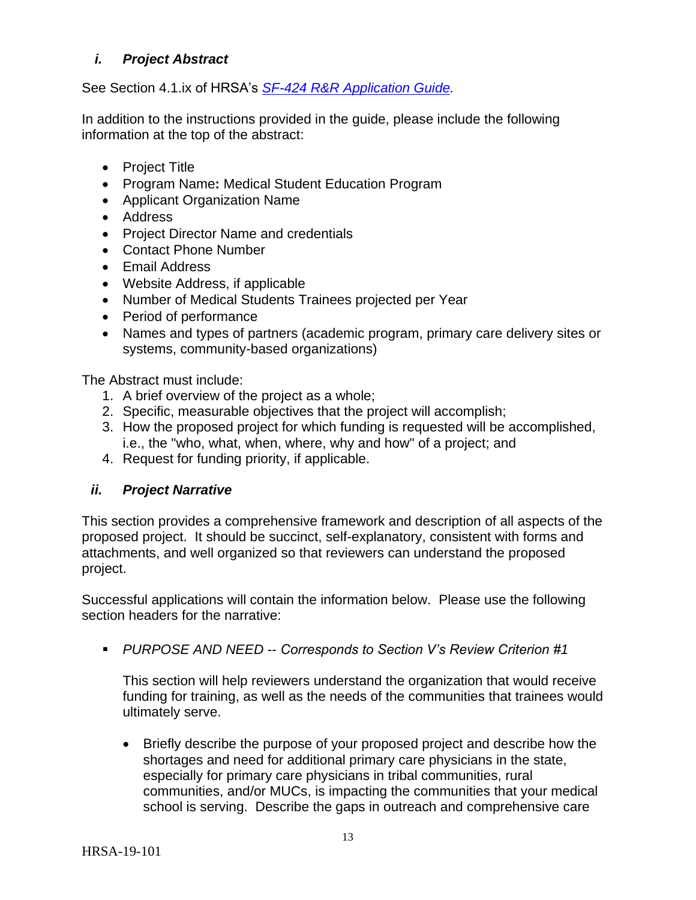### *i. Project Abstract*

See Section 4.1.ix of HRSA's *SF-424 R&R Application Guide.*

In addition to the instructions provided in the guide, please include the following information at the top of the abstract:

- Project Title
- Program Name**:** Medical Student Education Program
- Applicant Organization Name
- Address
- Project Director Name and credentials
- Contact Phone Number
- Email Address
- Website Address, if applicable
- Number of Medical Students Trainees projected per Year
- Period of performance
- Names and types of partners (academic program, primary care delivery sites or systems, community-based organizations)

The Abstract must include:

1. A brief overview of the project as a whole;
2. Specific, measurable objectives that the project will accomplish;
3. How the proposed project for which funding is requested will be accomplished, i.e., the "who, what, when, where, why and how" of a project; and
4. Request for funding priority, if applicable.

### *ii. Project Narrative*

This section provides a comprehensive framework and description of all aspects of the proposed project. It should be succinct, self-explanatory, consistent with forms and attachments, and well organized so that reviewers can understand the proposed project.

Successful applications will contain the information below. Please use the following section headers for the narrative:

- *PURPOSE AND NEED -- Corresponds to Section V's Review Criterion #1*

  This section will help reviewers understand the organization that would receive funding for training, as well as the needs of the communities that trainees would ultimately serve.

  - Briefly describe the purpose of your proposed project and describe how the shortages and need for additional primary care physicians in the state, especially for primary care physicians in tribal communities, rural communities, and/or MUCs, is impacting the communities that your medical school is serving. Describe the gaps in outreach and comprehensive care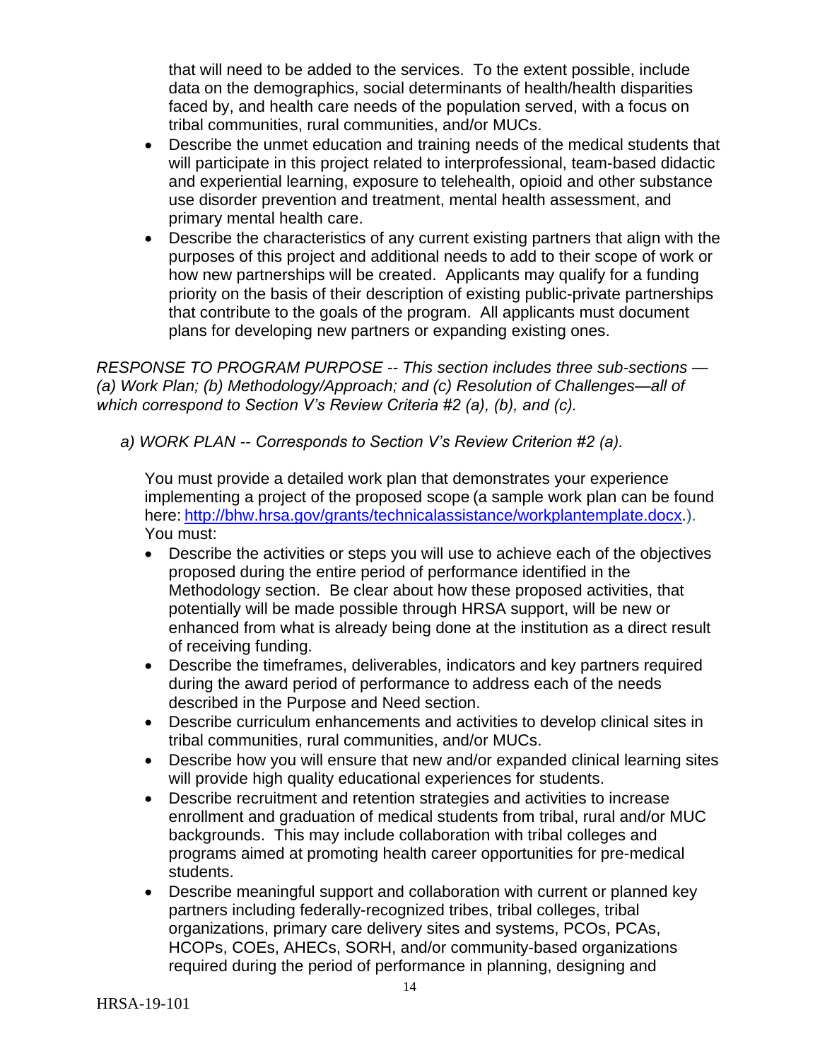that will need to be added to the services. To the extent possible, include data on the demographics, social determinants of health/health disparities faced by, and health care needs of the population served, with a focus on tribal communities, rural communities, and/or MUCs.

- Describe the unmet education and training needs of the medical students that will participate in this project related to interprofessional, team-based didactic and experiential learning, exposure to telehealth, opioid and other substance use disorder prevention and treatment, mental health assessment, and primary mental health care.
- Describe the characteristics of any current existing partners that align with the purposes of this project and additional needs to add to their scope of work or how new partnerships will be created. Applicants may qualify for a funding priority on the basis of their description of existing public-private partnerships that contribute to the goals of the program. All applicants must document plans for developing new partners or expanding existing ones.

*RESPONSE TO PROGRAM PURPOSE -- This section includes three sub-sections — (a) Work Plan; (b) Methodology/Approach; and (c) Resolution of Challenges—all of which correspond to Section V's Review Criteria #2 (a), (b), and (c).*

*a) WORK PLAN -- Corresponds to Section V's Review Criterion #2 (a).*

You must provide a detailed work plan that demonstrates your experience implementing a project of the proposed scope (a sample work plan can be found here: [http://bhw.hrsa.gov/grants/technicalassistance/workplantemplate.docx](http://bhw.hrsa.gov/grants/technicalassistance/workplantemplate.docx).). You must:

- Describe the activities or steps you will use to achieve each of the objectives proposed during the entire period of performance identified in the Methodology section. Be clear about how these proposed activities, that potentially will be made possible through HRSA support, will be new or enhanced from what is already being done at the institution as a direct result of receiving funding.
- Describe the timeframes, deliverables, indicators and key partners required during the award period of performance to address each of the needs described in the Purpose and Need section.
- Describe curriculum enhancements and activities to develop clinical sites in tribal communities, rural communities, and/or MUCs.
- Describe how you will ensure that new and/or expanded clinical learning sites will provide high quality educational experiences for students.
- Describe recruitment and retention strategies and activities to increase enrollment and graduation of medical students from tribal, rural and/or MUC backgrounds. This may include collaboration with tribal colleges and programs aimed at promoting health career opportunities for pre-medical students.
- Describe meaningful support and collaboration with current or planned key partners including federally-recognized tribes, tribal colleges, tribal organizations, primary care delivery sites and systems, PCOs, PCAs, HCOPs, COEs, AHECs, SORH, and/or community-based organizations required during the period of performance in planning, designing and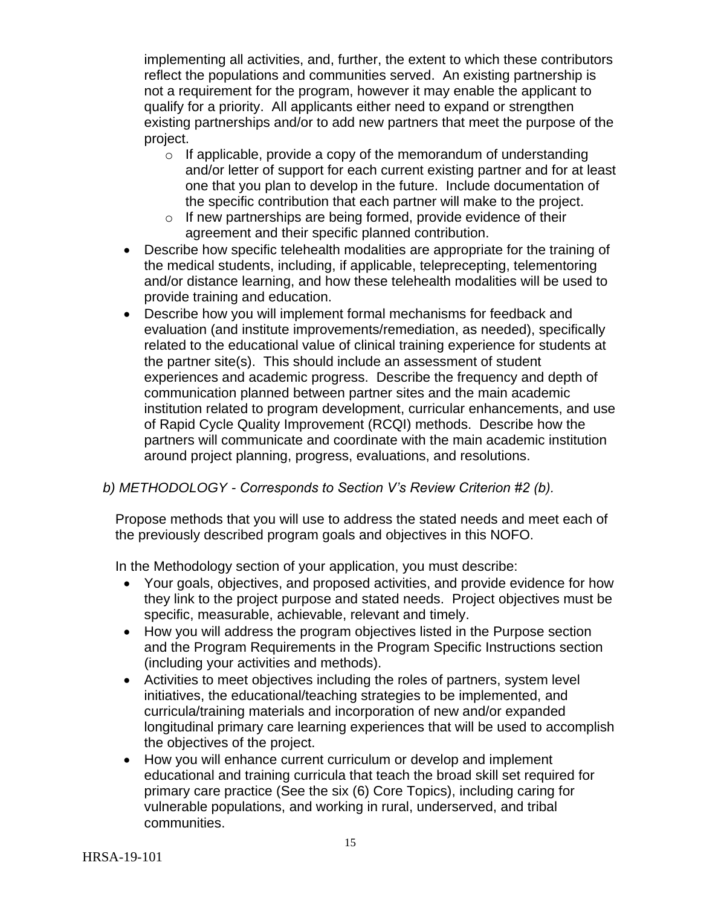implementing all activities, and, further, the extent to which these contributors reflect the populations and communities served. An existing partnership is not a requirement for the program, however it may enable the applicant to qualify for a priority. All applicants either need to expand or strengthen existing partnerships and/or to add new partners that meet the purpose of the project.

- If applicable, provide a copy of the memorandum of understanding and/or letter of support for each current existing partner and for at least one that you plan to develop in the future. Include documentation of the specific contribution that each partner will make to the project.
- If new partnerships are being formed, provide evidence of their agreement and their specific planned contribution.

- Describe how specific telehealth modalities are appropriate for the training of the medical students, including, if applicable, teleprecepting, telementoring and/or distance learning, and how these telehealth modalities will be used to provide training and education.
- Describe how you will implement formal mechanisms for feedback and evaluation (and institute improvements/remediation, as needed), specifically related to the educational value of clinical training experience for students at the partner site(s). This should include an assessment of student experiences and academic progress. Describe the frequency and depth of communication planned between partner sites and the main academic institution related to program development, curricular enhancements, and use of Rapid Cycle Quality Improvement (RCQI) methods. Describe how the partners will communicate and coordinate with the main academic institution around project planning, progress, evaluations, and resolutions.

*b) METHODOLOGY - Corresponds to Section V's Review Criterion #2 (b).*

Propose methods that you will use to address the stated needs and meet each of the previously described program goals and objectives in this NOFO.

In the Methodology section of your application, you must describe:

- Your goals, objectives, and proposed activities, and provide evidence for how they link to the project purpose and stated needs. Project objectives must be specific, measurable, achievable, relevant and timely.
- How you will address the program objectives listed in the Purpose section and the Program Requirements in the Program Specific Instructions section (including your activities and methods).
- Activities to meet objectives including the roles of partners, system level initiatives, the educational/teaching strategies to be implemented, and curricula/training materials and incorporation of new and/or expanded longitudinal primary care learning experiences that will be used to accomplish the objectives of the project.
- How you will enhance current curriculum or develop and implement educational and training curricula that teach the broad skill set required for primary care practice (See the six (6) Core Topics), including caring for vulnerable populations, and working in rural, underserved, and tribal communities.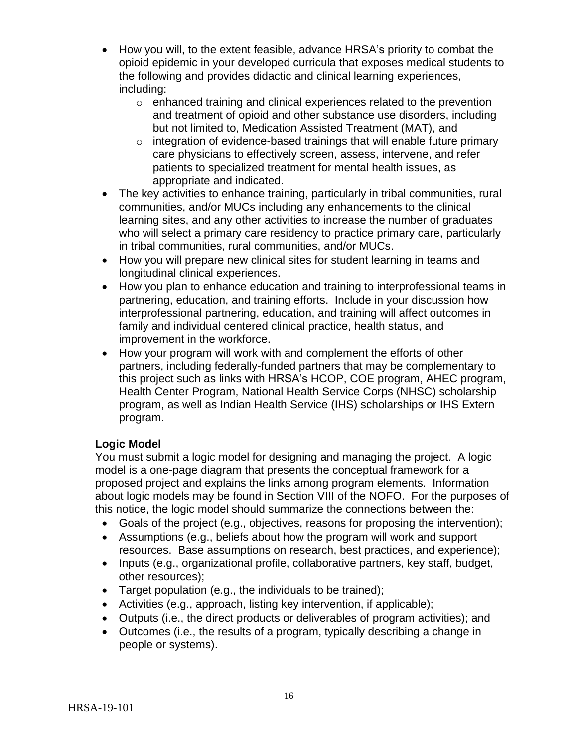- How you will, to the extent feasible, advance HRSA's priority to combat the opioid epidemic in your developed curricula that exposes medical students to the following and provides didactic and clinical learning experiences, including:
    - enhanced training and clinical experiences related to the prevention and treatment of opioid and other substance use disorders, including but not limited to, Medication Assisted Treatment (MAT), and
    - integration of evidence-based trainings that will enable future primary care physicians to effectively screen, assess, intervene, and refer patients to specialized treatment for mental health issues, as appropriate and indicated.
- The key activities to enhance training, particularly in tribal communities, rural communities, and/or MUCs including any enhancements to the clinical learning sites, and any other activities to increase the number of graduates who will select a primary care residency to practice primary care, particularly in tribal communities, rural communities, and/or MUCs.
- How you will prepare new clinical sites for student learning in teams and longitudinal clinical experiences.
- How you plan to enhance education and training to interprofessional teams in partnering, education, and training efforts. Include in your discussion how interprofessional partnering, education, and training will affect outcomes in family and individual centered clinical practice, health status, and improvement in the workforce.
- How your program will work with and complement the efforts of other partners, including federally-funded partners that may be complementary to this project such as links with HRSA's HCOP, COE program, AHEC program, Health Center Program, National Health Service Corps (NHSC) scholarship program, as well as Indian Health Service (IHS) scholarships or IHS Extern program.

**Logic Model**

You must submit a logic model for designing and managing the project. A logic model is a one-page diagram that presents the conceptual framework for a proposed project and explains the links among program elements. Information about logic models may be found in Section VIII of the NOFO. For the purposes of this notice, the logic model should summarize the connections between the:

- Goals of the project (e.g., objectives, reasons for proposing the intervention);
- Assumptions (e.g., beliefs about how the program will work and support resources. Base assumptions on research, best practices, and experience);
- Inputs (e.g., organizational profile, collaborative partners, key staff, budget, other resources);
- Target population (e.g., the individuals to be trained);
- Activities (e.g., approach, listing key intervention, if applicable);
- Outputs (i.e., the direct products or deliverables of program activities); and
- Outcomes (i.e., the results of a program, typically describing a change in people or systems).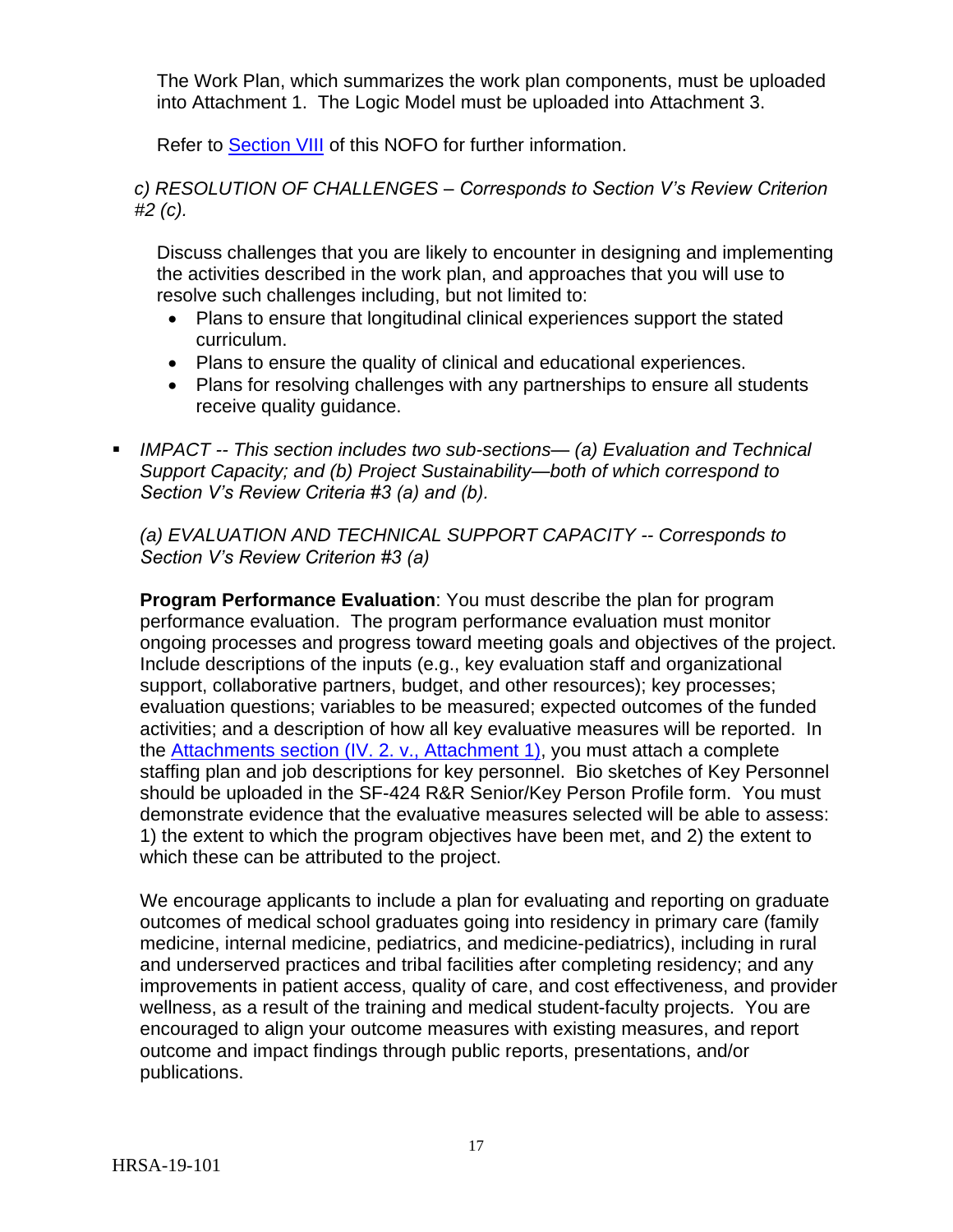The Work Plan, which summarizes the work plan components, must be uploaded into Attachment 1. The Logic Model must be uploaded into Attachment 3.

Refer to Section VIII of this NOFO for further information.

*c) RESOLUTION OF CHALLENGES – Corresponds to Section V's Review Criterion #2 (c).*

Discuss challenges that you are likely to encounter in designing and implementing the activities described in the work plan, and approaches that you will use to resolve such challenges including, but not limited to:

- Plans to ensure that longitudinal clinical experiences support the stated curriculum.
- Plans to ensure the quality of clinical and educational experiences.
- Plans for resolving challenges with any partnerships to ensure all students receive quality guidance.

- *IMPACT -- This section includes two sub-sections— (a) Evaluation and Technical Support Capacity; and (b) Project Sustainability—both of which correspond to Section V's Review Criteria #3 (a) and (b).*

  *(a) EVALUATION AND TECHNICAL SUPPORT CAPACITY -- Corresponds to Section V's Review Criterion #3 (a)*

  **Program Performance Evaluation**: You must describe the plan for program performance evaluation. The program performance evaluation must monitor ongoing processes and progress toward meeting goals and objectives of the project. Include descriptions of the inputs (e.g., key evaluation staff and organizational support, collaborative partners, budget, and other resources); key processes; evaluation questions; variables to be measured; expected outcomes of the funded activities; and a description of how all key evaluative measures will be reported. In the Attachments section (IV. 2. v., Attachment 1), you must attach a complete staffing plan and job descriptions for key personnel. Bio sketches of Key Personnel should be uploaded in the SF-424 R&R Senior/Key Person Profile form. You must demonstrate evidence that the evaluative measures selected will be able to assess: 1) the extent to which the program objectives have been met, and 2) the extent to which these can be attributed to the project.

  We encourage applicants to include a plan for evaluating and reporting on graduate outcomes of medical school graduates going into residency in primary care (family medicine, internal medicine, pediatrics, and medicine-pediatrics), including in rural and underserved practices and tribal facilities after completing residency; and any improvements in patient access, quality of care, and cost effectiveness, and provider wellness, as a result of the training and medical student-faculty projects. You are encouraged to align your outcome measures with existing measures, and report outcome and impact findings through public reports, presentations, and/or publications.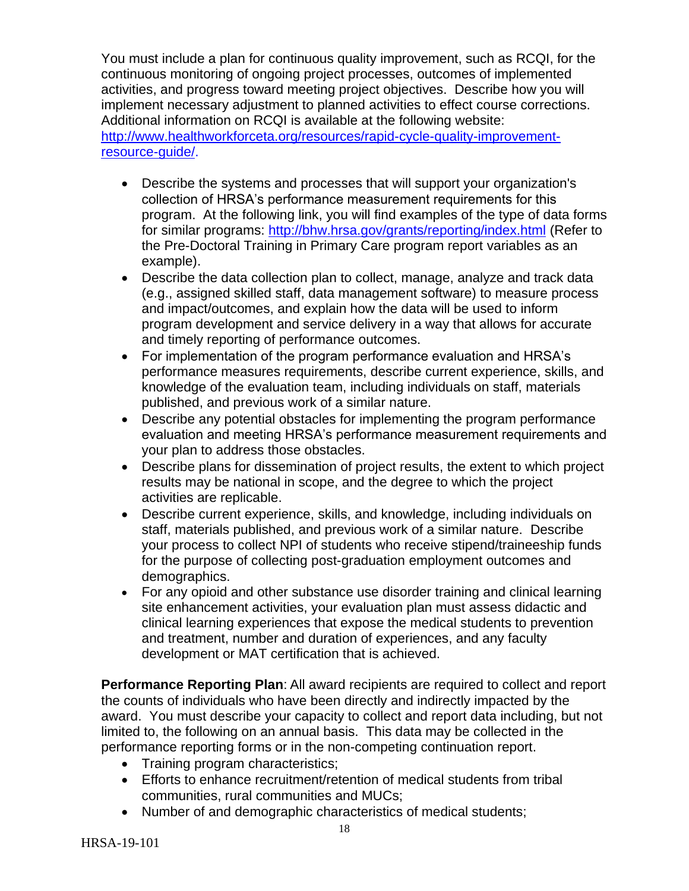You must include a plan for continuous quality improvement, such as RCQI, for the continuous monitoring of ongoing project processes, outcomes of implemented activities, and progress toward meeting project objectives. Describe how you will implement necessary adjustment to planned activities to effect course corrections. Additional information on RCQI is available at the following website: http://www.healthworkforceta.org/resources/rapid-cycle-quality-improvement-resource-guide/.

- Describe the systems and processes that will support your organization's collection of HRSA's performance measurement requirements for this program. At the following link, you will find examples of the type of data forms for similar programs: http://bhw.hrsa.gov/grants/reporting/index.html (Refer to the Pre-Doctoral Training in Primary Care program report variables as an example).
- Describe the data collection plan to collect, manage, analyze and track data (e.g., assigned skilled staff, data management software) to measure process and impact/outcomes, and explain how the data will be used to inform program development and service delivery in a way that allows for accurate and timely reporting of performance outcomes.
- For implementation of the program performance evaluation and HRSA's performance measures requirements, describe current experience, skills, and knowledge of the evaluation team, including individuals on staff, materials published, and previous work of a similar nature.
- Describe any potential obstacles for implementing the program performance evaluation and meeting HRSA's performance measurement requirements and your plan to address those obstacles.
- Describe plans for dissemination of project results, the extent to which project results may be national in scope, and the degree to which the project activities are replicable.
- Describe current experience, skills, and knowledge, including individuals on staff, materials published, and previous work of a similar nature. Describe your process to collect NPI of students who receive stipend/traineeship funds for the purpose of collecting post-graduation employment outcomes and demographics.
- For any opioid and other substance use disorder training and clinical learning site enhancement activities, your evaluation plan must assess didactic and clinical learning experiences that expose the medical students to prevention and treatment, number and duration of experiences, and any faculty development or MAT certification that is achieved.

**Performance Reporting Plan**: All award recipients are required to collect and report the counts of individuals who have been directly and indirectly impacted by the award. You must describe your capacity to collect and report data including, but not limited to, the following on an annual basis. This data may be collected in the performance reporting forms or in the non-competing continuation report.

- Training program characteristics;
- Efforts to enhance recruitment/retention of medical students from tribal communities, rural communities and MUCs;
- Number of and demographic characteristics of medical students;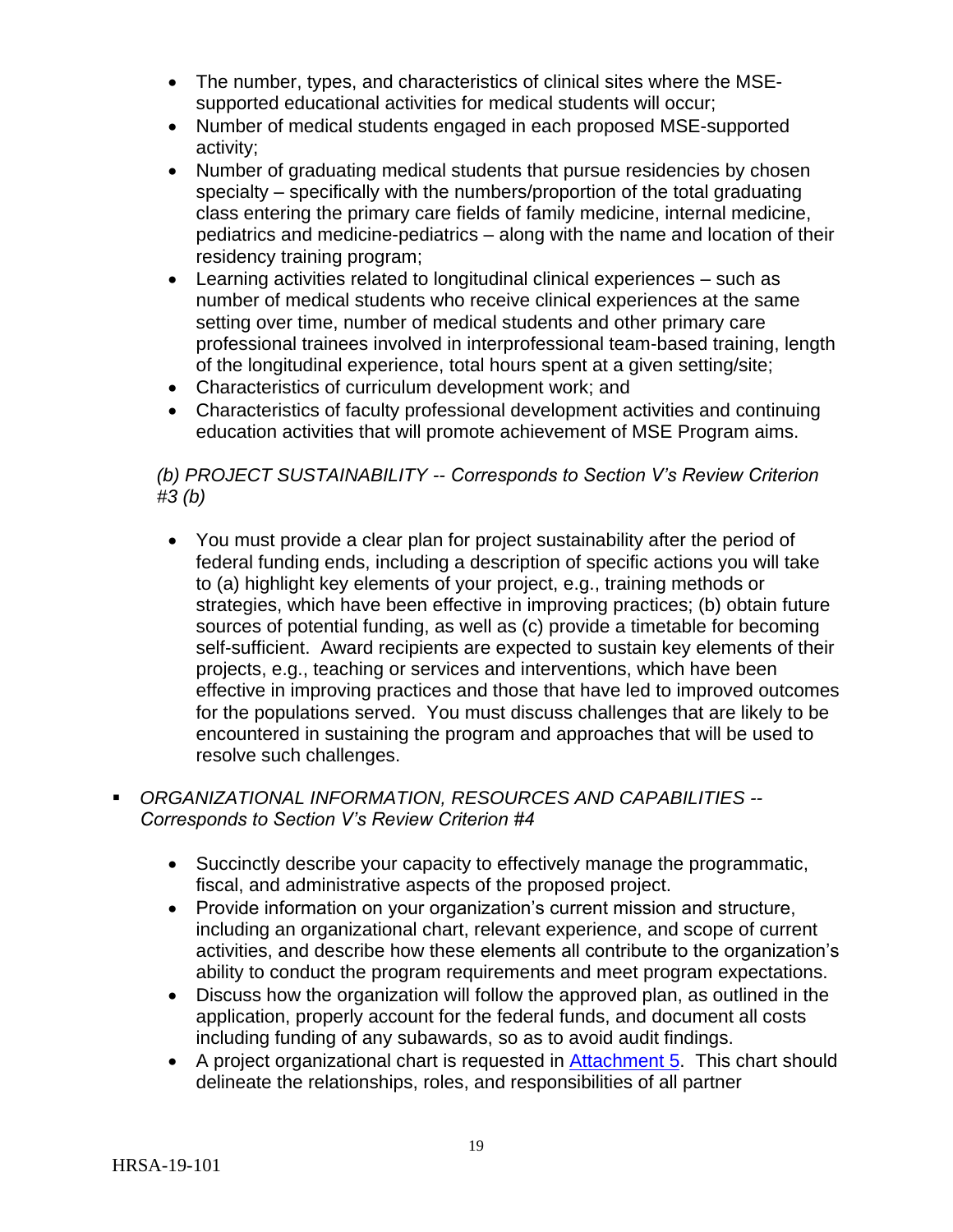- The number, types, and characteristics of clinical sites where the MSE-supported educational activities for medical students will occur;
- Number of medical students engaged in each proposed MSE-supported activity;
- Number of graduating medical students that pursue residencies by chosen specialty – specifically with the numbers/proportion of the total graduating class entering the primary care fields of family medicine, internal medicine, pediatrics and medicine-pediatrics – along with the name and location of their residency training program;
- Learning activities related to longitudinal clinical experiences – such as number of medical students who receive clinical experiences at the same setting over time, number of medical students and other primary care professional trainees involved in interprofessional team-based training, length of the longitudinal experience, total hours spent at a given setting/site;
- Characteristics of curriculum development work; and
- Characteristics of faculty professional development activities and continuing education activities that will promote achievement of MSE Program aims.

*(b) PROJECT SUSTAINABILITY -- Corresponds to Section V's Review Criterion #3 (b)*

- You must provide a clear plan for project sustainability after the period of federal funding ends, including a description of specific actions you will take to (a) highlight key elements of your project, e.g., training methods or strategies, which have been effective in improving practices; (b) obtain future sources of potential funding, as well as (c) provide a timetable for becoming self-sufficient. Award recipients are expected to sustain key elements of their projects, e.g., teaching or services and interventions, which have been effective in improving practices and those that have led to improved outcomes for the populations served. You must discuss challenges that are likely to be encountered in sustaining the program and approaches that will be used to resolve such challenges.

- *ORGANIZATIONAL INFORMATION, RESOURCES AND CAPABILITIES -- Corresponds to Section V's Review Criterion #4*

  - Succinctly describe your capacity to effectively manage the programmatic, fiscal, and administrative aspects of the proposed project.
  - Provide information on your organization's current mission and structure, including an organizational chart, relevant experience, and scope of current activities, and describe how these elements all contribute to the organization's ability to conduct the program requirements and meet program expectations.
  - Discuss how the organization will follow the approved plan, as outlined in the application, properly account for the federal funds, and document all costs including funding of any subawards, so as to avoid audit findings.
  - A project organizational chart is requested in Attachment 5. This chart should delineate the relationships, roles, and responsibilities of all partner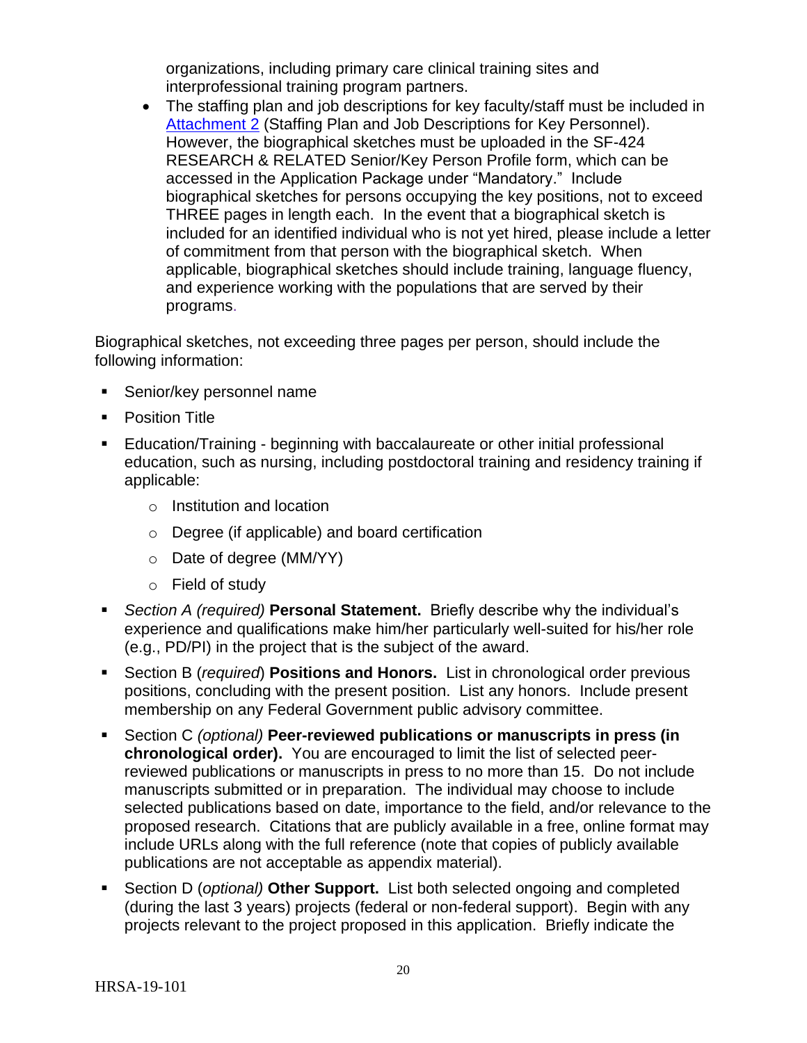organizations, including primary care clinical training sites and interprofessional training program partners.

- The staffing plan and job descriptions for key faculty/staff must be included in [Attachment 2](#) (Staffing Plan and Job Descriptions for Key Personnel). However, the biographical sketches must be uploaded in the SF-424 RESEARCH & RELATED Senior/Key Person Profile form, which can be accessed in the Application Package under "Mandatory." Include biographical sketches for persons occupying the key positions, not to exceed THREE pages in length each. In the event that a biographical sketch is included for an identified individual who is not yet hired, please include a letter of commitment from that person with the biographical sketch. When applicable, biographical sketches should include training, language fluency, and experience working with the populations that are served by their programs.

Biographical sketches, not exceeding three pages per person, should include the following information:

- Senior/key personnel name
- Position Title
- Education/Training - beginning with baccalaureate or other initial professional education, such as nursing, including postdoctoral training and residency training if applicable:
  - Institution and location
  - Degree (if applicable) and board certification
  - Date of degree (MM/YY)
  - Field of study
- *Section A (required)* **Personal Statement.** Briefly describe why the individual's experience and qualifications make him/her particularly well-suited for his/her role (e.g., PD/PI) in the project that is the subject of the award.
- Section B (*required*) **Positions and Honors.** List in chronological order previous positions, concluding with the present position. List any honors. Include present membership on any Federal Government public advisory committee.
- Section C *(optional)* **Peer-reviewed publications or manuscripts in press (in chronological order).** You are encouraged to limit the list of selected peer-reviewed publications or manuscripts in press to no more than 15. Do not include manuscripts submitted or in preparation. The individual may choose to include selected publications based on date, importance to the field, and/or relevance to the proposed research. Citations that are publicly available in a free, online format may include URLs along with the full reference (note that copies of publicly available publications are not acceptable as appendix material).
- Section D (*optional)* **Other Support.** List both selected ongoing and completed (during the last 3 years) projects (federal or non-federal support). Begin with any projects relevant to the project proposed in this application. Briefly indicate the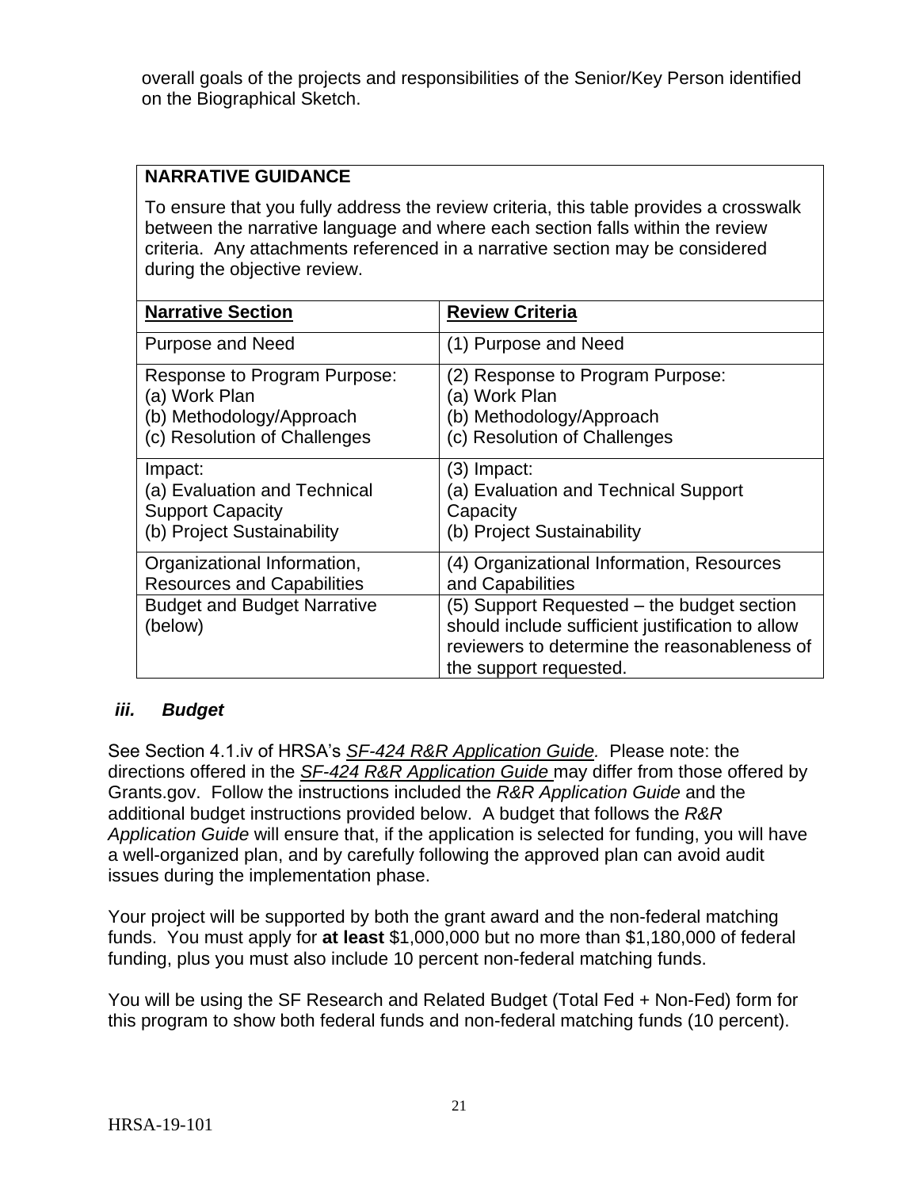overall goals of the projects and responsibilities of the Senior/Key Person identified on the Biographical Sketch.

**NARRATIVE GUIDANCE**

To ensure that you fully address the review criteria, this table provides a crosswalk between the narrative language and where each section falls within the review criteria. Any attachments referenced in a narrative section may be considered during the objective review.

| Narrative Section | Review Criteria |
|---|---|
| Purpose and Need | (1) Purpose and Need |
| Response to Program Purpose:<br>(a) Work Plan<br>(b) Methodology/Approach<br>(c) Resolution of Challenges | (2) Response to Program Purpose:<br>(a) Work Plan<br>(b) Methodology/Approach<br>(c) Resolution of Challenges |
| Impact:<br>(a) Evaluation and Technical Support Capacity<br>(b) Project Sustainability | (3) Impact:<br>(a) Evaluation and Technical Support Capacity<br>(b) Project Sustainability |
| Organizational Information, Resources and Capabilities | (4) Organizational Information, Resources and Capabilities |
| Budget and Budget Narrative (below) | (5) Support Requested – the budget section should include sufficient justification to allow reviewers to determine the reasonableness of the support requested. |

### *iii. Budget*

See Section 4.1.iv of HRSA's *SF-424 R&R Application Guide.* Please note: the directions offered in the *SF-424 R&R Application Guide* may differ from those offered by Grants.gov. Follow the instructions included the *R&R Application Guide* and the additional budget instructions provided below. A budget that follows the *R&R Application Guide* will ensure that, if the application is selected for funding, you will have a well-organized plan, and by carefully following the approved plan can avoid audit issues during the implementation phase.

Your project will be supported by both the grant award and the non-federal matching funds. You must apply for **at least** $1,000,000 but no more than $1,180,000 of federal funding, plus you must also include 10 percent non-federal matching funds.

You will be using the SF Research and Related Budget (Total Fed + Non-Fed) form for this program to show both federal funds and non-federal matching funds (10 percent).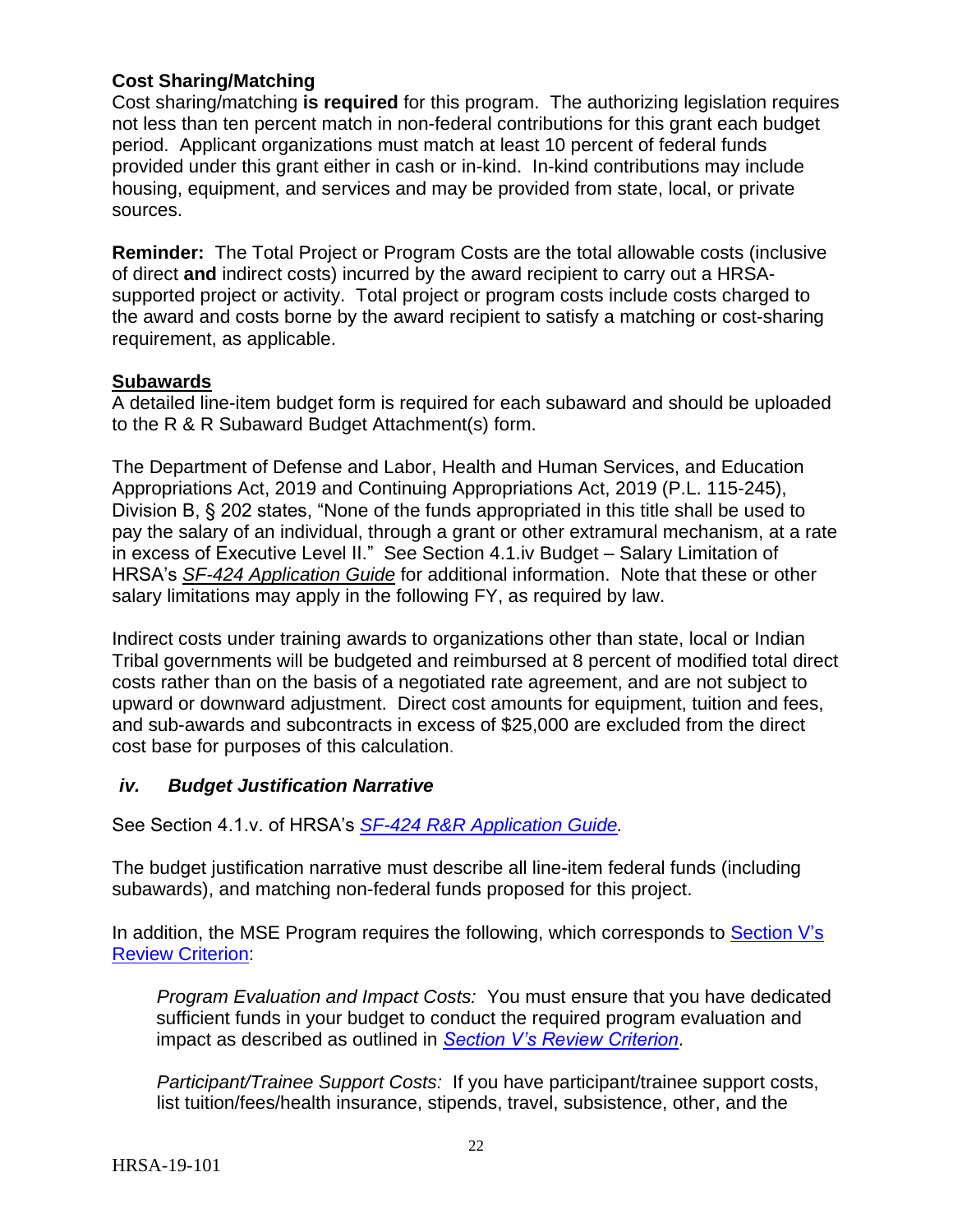**Cost Sharing/Matching**

Cost sharing/matching **is required** for this program. The authorizing legislation requires not less than ten percent match in non-federal contributions for this grant each budget period. Applicant organizations must match at least 10 percent of federal funds provided under this grant either in cash or in-kind. In-kind contributions may include housing, equipment, and services and may be provided from state, local, or private sources.

**Reminder:** The Total Project or Program Costs are the total allowable costs (inclusive of direct **and** indirect costs) incurred by the award recipient to carry out a HRSA-supported project or activity. Total project or program costs include costs charged to the award and costs borne by the award recipient to satisfy a matching or cost-sharing requirement, as applicable.

**Subawards**

A detailed line-item budget form is required for each subaward and should be uploaded to the R & R Subaward Budget Attachment(s) form.

The Department of Defense and Labor, Health and Human Services, and Education Appropriations Act, 2019 and Continuing Appropriations Act, 2019 (P.L. 115-245), Division B, § 202 states, "None of the funds appropriated in this title shall be used to pay the salary of an individual, through a grant or other extramural mechanism, at a rate in excess of Executive Level II." See Section 4.1.iv Budget – Salary Limitation of HRSA's *SF-424 Application Guide* for additional information. Note that these or other salary limitations may apply in the following FY, as required by law.

Indirect costs under training awards to organizations other than state, local or Indian Tribal governments will be budgeted and reimbursed at 8 percent of modified total direct costs rather than on the basis of a negotiated rate agreement, and are not subject to upward or downward adjustment. Direct cost amounts for equipment, tuition and fees, and sub-awards and subcontracts in excess of $25,000 are excluded from the direct cost base for purposes of this calculation.

### *iv. Budget Justification Narrative*

See Section 4.1.v. of HRSA's *SF-424 R&R Application Guide.*

The budget justification narrative must describe all line-item federal funds (including subawards), and matching non-federal funds proposed for this project.

In addition, the MSE Program requires the following, which corresponds to Section V's Review Criterion:

*Program Evaluation and Impact Costs:* You must ensure that you have dedicated sufficient funds in your budget to conduct the required program evaluation and impact as described as outlined in *Section V's Review Criterion*.

*Participant/Trainee Support Costs:* If you have participant/trainee support costs, list tuition/fees/health insurance, stipends, travel, subsistence, other, and the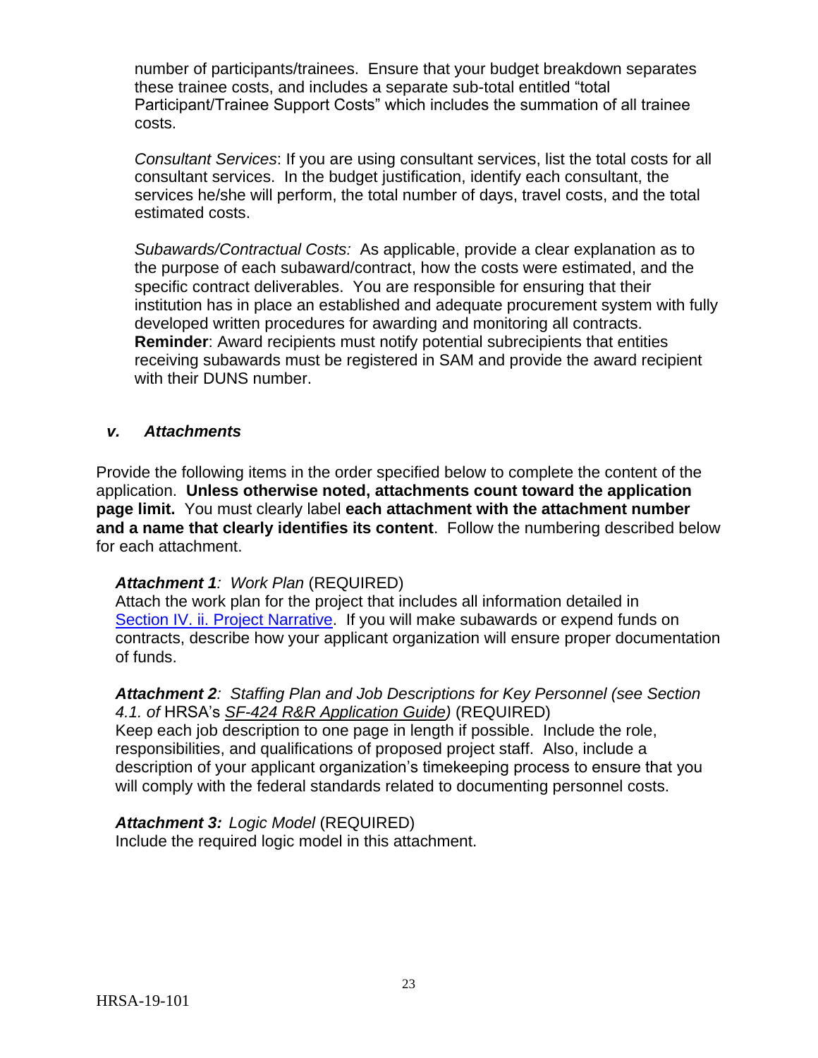number of participants/trainees. Ensure that your budget breakdown separates these trainee costs, and includes a separate sub-total entitled "total Participant/Trainee Support Costs" which includes the summation of all trainee costs.

*Consultant Services*: If you are using consultant services, list the total costs for all consultant services. In the budget justification, identify each consultant, the services he/she will perform, the total number of days, travel costs, and the total estimated costs.

*Subawards/Contractual Costs:* As applicable, provide a clear explanation as to the purpose of each subaward/contract, how the costs were estimated, and the specific contract deliverables. You are responsible for ensuring that their institution has in place an established and adequate procurement system with fully developed written procedures for awarding and monitoring all contracts. **Reminder**: Award recipients must notify potential subrecipients that entities receiving subawards must be registered in SAM and provide the award recipient with their DUNS number.

### *v. Attachments*

Provide the following items in the order specified below to complete the content of the application. **Unless otherwise noted, attachments count toward the application page limit.** You must clearly label **each attachment with the attachment number and a name that clearly identifies its content**. Follow the numbering described below for each attachment.

***Attachment 1****: Work Plan* (REQUIRED)
Attach the work plan for the project that includes all information detailed in Section IV. ii. Project Narrative. If you will make subawards or expend funds on contracts, describe how your applicant organization will ensure proper documentation of funds.

***Attachment 2****: Staffing Plan and Job Descriptions for Key Personnel (see Section 4.1. of* HRSA's *SF-424 R&R Application Guide)* (REQUIRED)
Keep each job description to one page in length if possible. Include the role, responsibilities, and qualifications of proposed project staff. Also, include a description of your applicant organization's timekeeping process to ensure that you will comply with the federal standards related to documenting personnel costs.

***Attachment 3:*** *Logic Model* (REQUIRED)
Include the required logic model in this attachment.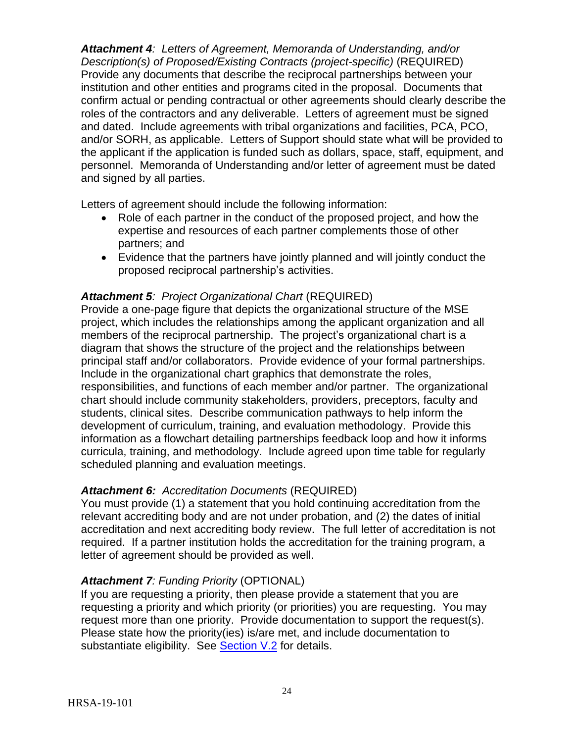***Attachment 4**: Letters of Agreement, Memoranda of Understanding, and/or Description(s) of Proposed/Existing Contracts (project-specific)* (REQUIRED)
Provide any documents that describe the reciprocal partnerships between your institution and other entities and programs cited in the proposal. Documents that confirm actual or pending contractual or other agreements should clearly describe the roles of the contractors and any deliverable. Letters of agreement must be signed and dated. Include agreements with tribal organizations and facilities, PCA, PCO, and/or SORH, as applicable. Letters of Support should state what will be provided to the applicant if the application is funded such as dollars, space, staff, equipment, and personnel. Memoranda of Understanding and/or letter of agreement must be dated and signed by all parties.

Letters of agreement should include the following information:

- Role of each partner in the conduct of the proposed project, and how the expertise and resources of each partner complements those of other partners; and
- Evidence that the partners have jointly planned and will jointly conduct the proposed reciprocal partnership's activities.

***Attachment 5**: Project Organizational Chart* (REQUIRED)
Provide a one-page figure that depicts the organizational structure of the MSE project, which includes the relationships among the applicant organization and all members of the reciprocal partnership. The project's organizational chart is a diagram that shows the structure of the project and the relationships between principal staff and/or collaborators. Provide evidence of your formal partnerships. Include in the organizational chart graphics that demonstrate the roles, responsibilities, and functions of each member and/or partner. The organizational chart should include community stakeholders, providers, preceptors, faculty and students, clinical sites. Describe communication pathways to help inform the development of curriculum, training, and evaluation methodology. Provide this information as a flowchart detailing partnerships feedback loop and how it informs curricula, training, and methodology. Include agreed upon time table for regularly scheduled planning and evaluation meetings.

***Attachment 6:** Accreditation Documents* (REQUIRED)
You must provide (1) a statement that you hold continuing accreditation from the relevant accrediting body and are not under probation, and (2) the dates of initial accreditation and next accrediting body review. The full letter of accreditation is not required. If a partner institution holds the accreditation for the training program, a letter of agreement should be provided as well.

***Attachment 7**: Funding Priority* (OPTIONAL)
If you are requesting a priority, then please provide a statement that you are requesting a priority and which priority (or priorities) you are requesting. You may request more than one priority. Provide documentation to support the request(s). Please state how the priority(ies) is/are met, and include documentation to substantiate eligibility. See Section V.2 for details.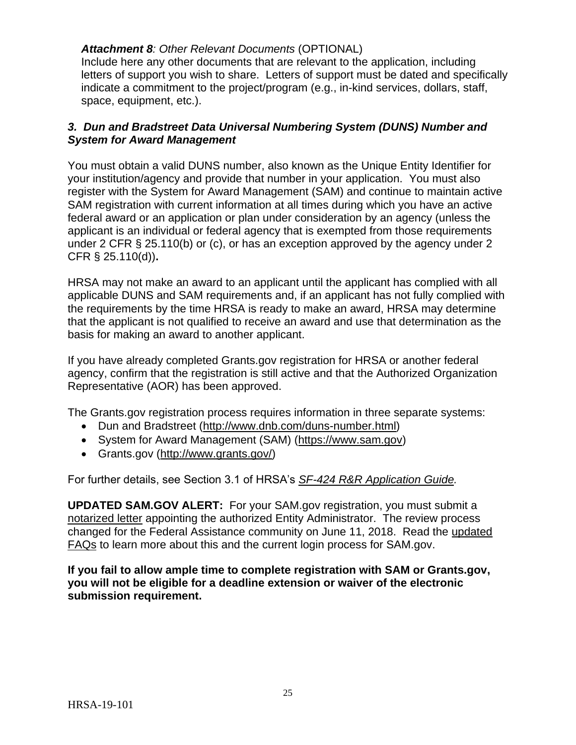***Attachment 8**: Other Relevant Documents* (OPTIONAL)
Include here any other documents that are relevant to the application, including letters of support you wish to share. Letters of support must be dated and specifically indicate a commitment to the project/program (e.g., in-kind services, dollars, staff, space, equipment, etc.).

### *3. Dun and Bradstreet Data Universal Numbering System (DUNS) Number and System for Award Management*

You must obtain a valid DUNS number, also known as the Unique Entity Identifier for your institution/agency and provide that number in your application. You must also register with the System for Award Management (SAM) and continue to maintain active SAM registration with current information at all times during which you have an active federal award or an application or plan under consideration by an agency (unless the applicant is an individual or federal agency that is exempted from those requirements under 2 CFR § 25.110(b) or (c), or has an exception approved by the agency under 2 CFR § 25.110(d))**.**

HRSA may not make an award to an applicant until the applicant has complied with all applicable DUNS and SAM requirements and, if an applicant has not fully complied with the requirements by the time HRSA is ready to make an award, HRSA may determine that the applicant is not qualified to receive an award and use that determination as the basis for making an award to another applicant.

If you have already completed Grants.gov registration for HRSA or another federal agency, confirm that the registration is still active and that the Authorized Organization Representative (AOR) has been approved.

The Grants.gov registration process requires information in three separate systems:

- Dun and Bradstreet (http://www.dnb.com/duns-number.html)
- System for Award Management (SAM) (https://www.sam.gov)
- Grants.gov (http://www.grants.gov/)

For further details, see Section 3.1 of HRSA's *SF-424 R&R Application Guide.*

**UPDATED SAM.GOV ALERT:** For your SAM.gov registration, you must submit a notarized letter appointing the authorized Entity Administrator. The review process changed for the Federal Assistance community on June 11, 2018. Read the updated FAQs to learn more about this and the current login process for SAM.gov.

**If you fail to allow ample time to complete registration with SAM or Grants.gov, you will not be eligible for a deadline extension or waiver of the electronic submission requirement.**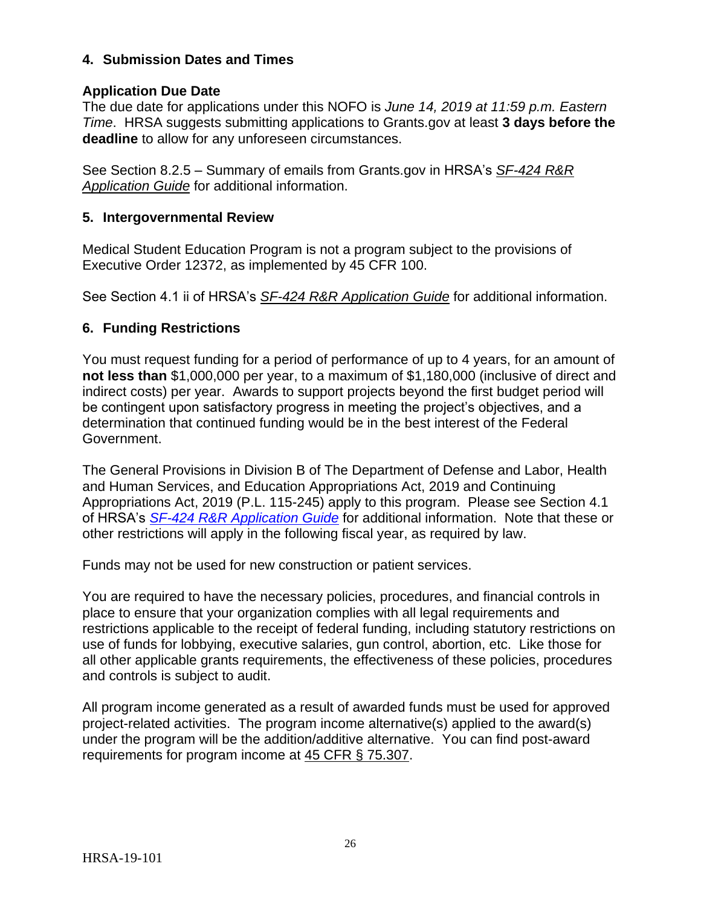### 4. Submission Dates and Times

**Application Due Date**

The due date for applications under this NOFO is *June 14, 2019 at 11:59 p.m. Eastern Time*. HRSA suggests submitting applications to Grants.gov at least **3 days before the deadline** to allow for any unforeseen circumstances.

See Section 8.2.5 – Summary of emails from Grants.gov in HRSA's *SF-424 R&R Application Guide* for additional information.

### 5. Intergovernmental Review

Medical Student Education Program is not a program subject to the provisions of Executive Order 12372, as implemented by 45 CFR 100.

See Section 4.1 ii of HRSA's *SF-424 R&R Application Guide* for additional information.

### 6. Funding Restrictions

You must request funding for a period of performance of up to 4 years, for an amount of **not less than** $1,000,000 per year, to a maximum of $1,180,000 (inclusive of direct and indirect costs) per year. Awards to support projects beyond the first budget period will be contingent upon satisfactory progress in meeting the project's objectives, and a determination that continued funding would be in the best interest of the Federal Government.

The General Provisions in Division B of The Department of Defense and Labor, Health and Human Services, and Education Appropriations Act, 2019 and Continuing Appropriations Act, 2019 (P.L. 115-245) apply to this program. Please see Section 4.1 of HRSA's *SF-424 R&R Application Guide* for additional information. Note that these or other restrictions will apply in the following fiscal year, as required by law.

Funds may not be used for new construction or patient services.

You are required to have the necessary policies, procedures, and financial controls in place to ensure that your organization complies with all legal requirements and restrictions applicable to the receipt of federal funding, including statutory restrictions on use of funds for lobbying, executive salaries, gun control, abortion, etc. Like those for all other applicable grants requirements, the effectiveness of these policies, procedures and controls is subject to audit.

All program income generated as a result of awarded funds must be used for approved project-related activities. The program income alternative(s) applied to the award(s) under the program will be the addition/additive alternative. You can find post-award requirements for program income at 45 CFR § 75.307.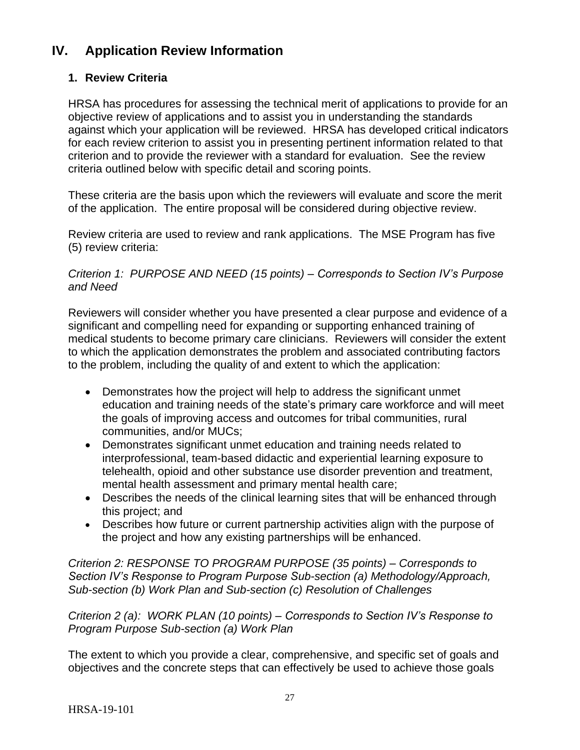# IV. Application Review Information

## 1. Review Criteria

HRSA has procedures for assessing the technical merit of applications to provide for an objective review of applications and to assist you in understanding the standards against which your application will be reviewed. HRSA has developed critical indicators for each review criterion to assist you in presenting pertinent information related to that criterion and to provide the reviewer with a standard for evaluation. See the review criteria outlined below with specific detail and scoring points.

These criteria are the basis upon which the reviewers will evaluate and score the merit of the application. The entire proposal will be considered during objective review.

Review criteria are used to review and rank applications. The MSE Program has five (5) review criteria:

*Criterion 1: PURPOSE AND NEED (15 points) – Corresponds to Section IV's Purpose and Need*

Reviewers will consider whether you have presented a clear purpose and evidence of a significant and compelling need for expanding or supporting enhanced training of medical students to become primary care clinicians. Reviewers will consider the extent to which the application demonstrates the problem and associated contributing factors to the problem, including the quality of and extent to which the application:

- Demonstrates how the project will help to address the significant unmet education and training needs of the state's primary care workforce and will meet the goals of improving access and outcomes for tribal communities, rural communities, and/or MUCs;
- Demonstrates significant unmet education and training needs related to interprofessional, team-based didactic and experiential learning exposure to telehealth, opioid and other substance use disorder prevention and treatment, mental health assessment and primary mental health care;
- Describes the needs of the clinical learning sites that will be enhanced through this project; and
- Describes how future or current partnership activities align with the purpose of the project and how any existing partnerships will be enhanced.

*Criterion 2: RESPONSE TO PROGRAM PURPOSE (35 points) – Corresponds to Section IV's Response to Program Purpose Sub-section (a) Methodology/Approach, Sub-section (b) Work Plan and Sub-section (c) Resolution of Challenges*

*Criterion 2 (a): WORK PLAN (10 points) – Corresponds to Section IV's Response to Program Purpose Sub-section (a) Work Plan*

The extent to which you provide a clear, comprehensive, and specific set of goals and objectives and the concrete steps that can effectively be used to achieve those goals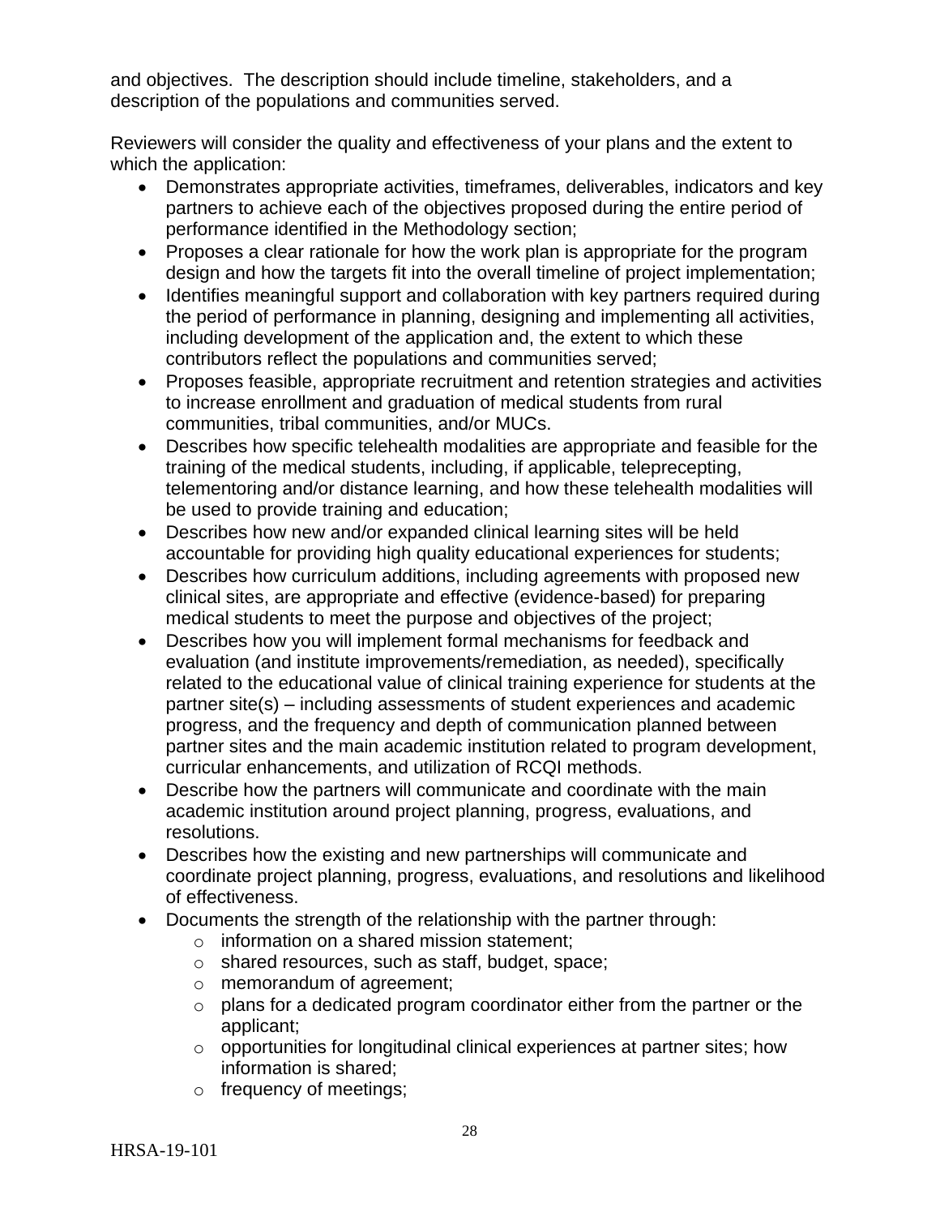and objectives. The description should include timeline, stakeholders, and a description of the populations and communities served.

Reviewers will consider the quality and effectiveness of your plans and the extent to which the application:

- Demonstrates appropriate activities, timeframes, deliverables, indicators and key partners to achieve each of the objectives proposed during the entire period of performance identified in the Methodology section;
- Proposes a clear rationale for how the work plan is appropriate for the program design and how the targets fit into the overall timeline of project implementation;
- Identifies meaningful support and collaboration with key partners required during the period of performance in planning, designing and implementing all activities, including development of the application and, the extent to which these contributors reflect the populations and communities served;
- Proposes feasible, appropriate recruitment and retention strategies and activities to increase enrollment and graduation of medical students from rural communities, tribal communities, and/or MUCs.
- Describes how specific telehealth modalities are appropriate and feasible for the training of the medical students, including, if applicable, teleprecepting, telementoring and/or distance learning, and how these telehealth modalities will be used to provide training and education;
- Describes how new and/or expanded clinical learning sites will be held accountable for providing high quality educational experiences for students;
- Describes how curriculum additions, including agreements with proposed new clinical sites, are appropriate and effective (evidence-based) for preparing medical students to meet the purpose and objectives of the project;
- Describes how you will implement formal mechanisms for feedback and evaluation (and institute improvements/remediation, as needed), specifically related to the educational value of clinical training experience for students at the partner site(s) – including assessments of student experiences and academic progress, and the frequency and depth of communication planned between partner sites and the main academic institution related to program development, curricular enhancements, and utilization of RCQI methods.
- Describe how the partners will communicate and coordinate with the main academic institution around project planning, progress, evaluations, and resolutions.
- Describes how the existing and new partnerships will communicate and coordinate project planning, progress, evaluations, and resolutions and likelihood of effectiveness.
- Documents the strength of the relationship with the partner through:
  - information on a shared mission statement;
  - shared resources, such as staff, budget, space;
  - memorandum of agreement;
  - plans for a dedicated program coordinator either from the partner or the applicant;
  - opportunities for longitudinal clinical experiences at partner sites; how information is shared;
  - frequency of meetings;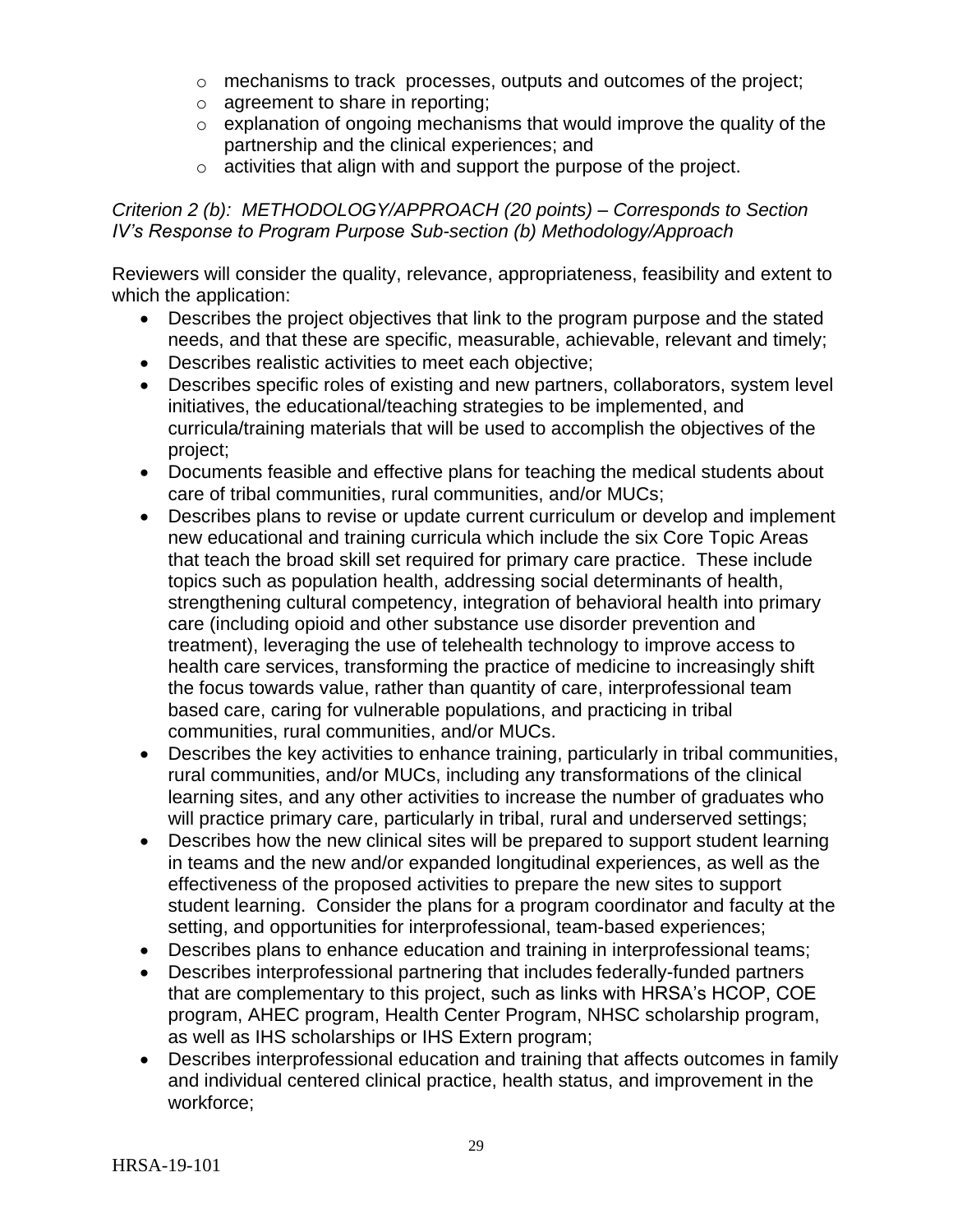- mechanisms to track processes, outputs and outcomes of the project;
- agreement to share in reporting;
- explanation of ongoing mechanisms that would improve the quality of the partnership and the clinical experiences; and
- activities that align with and support the purpose of the project.

*Criterion 2 (b): METHODOLOGY/APPROACH (20 points) – Corresponds to Section IV's Response to Program Purpose Sub-section (b) Methodology/Approach*

Reviewers will consider the quality, relevance, appropriateness, feasibility and extent to which the application:

- Describes the project objectives that link to the program purpose and the stated needs, and that these are specific, measurable, achievable, relevant and timely;
- Describes realistic activities to meet each objective;
- Describes specific roles of existing and new partners, collaborators, system level initiatives, the educational/teaching strategies to be implemented, and curricula/training materials that will be used to accomplish the objectives of the project;
- Documents feasible and effective plans for teaching the medical students about care of tribal communities, rural communities, and/or MUCs;
- Describes plans to revise or update current curriculum or develop and implement new educational and training curricula which include the six Core Topic Areas that teach the broad skill set required for primary care practice. These include topics such as population health, addressing social determinants of health, strengthening cultural competency, integration of behavioral health into primary care (including opioid and other substance use disorder prevention and treatment), leveraging the use of telehealth technology to improve access to health care services, transforming the practice of medicine to increasingly shift the focus towards value, rather than quantity of care, interprofessional team based care, caring for vulnerable populations, and practicing in tribal communities, rural communities, and/or MUCs.
- Describes the key activities to enhance training, particularly in tribal communities, rural communities, and/or MUCs, including any transformations of the clinical learning sites, and any other activities to increase the number of graduates who will practice primary care, particularly in tribal, rural and underserved settings;
- Describes how the new clinical sites will be prepared to support student learning in teams and the new and/or expanded longitudinal experiences, as well as the effectiveness of the proposed activities to prepare the new sites to support student learning. Consider the plans for a program coordinator and faculty at the setting, and opportunities for interprofessional, team-based experiences;
- Describes plans to enhance education and training in interprofessional teams;
- Describes interprofessional partnering that includes federally-funded partners that are complementary to this project, such as links with HRSA's HCOP, COE program, AHEC program, Health Center Program, NHSC scholarship program, as well as IHS scholarships or IHS Extern program;
- Describes interprofessional education and training that affects outcomes in family and individual centered clinical practice, health status, and improvement in the workforce;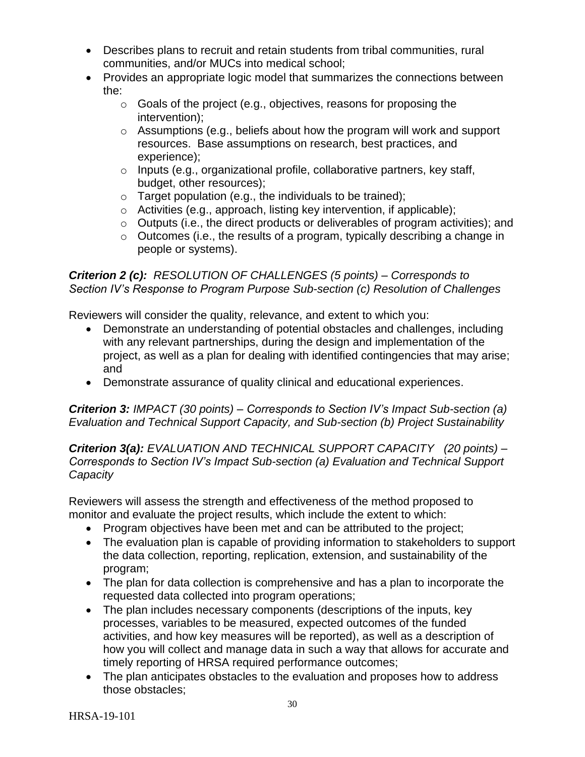- Describes plans to recruit and retain students from tribal communities, rural communities, and/or MUCs into medical school;
- Provides an appropriate logic model that summarizes the connections between the:
    - Goals of the project (e.g., objectives, reasons for proposing the intervention);
    - Assumptions (e.g., beliefs about how the program will work and support resources. Base assumptions on research, best practices, and experience);
    - Inputs (e.g., organizational profile, collaborative partners, key staff, budget, other resources);
    - Target population (e.g., the individuals to be trained);
    - Activities (e.g., approach, listing key intervention, if applicable);
    - Outputs (i.e., the direct products or deliverables of program activities); and
    - Outcomes (i.e., the results of a program, typically describing a change in people or systems).

***Criterion 2 (c):*** *RESOLUTION OF CHALLENGES (5 points) – Corresponds to Section IV's Response to Program Purpose Sub-section (c) Resolution of Challenges*

Reviewers will consider the quality, relevance, and extent to which you:

- Demonstrate an understanding of potential obstacles and challenges, including with any relevant partnerships, during the design and implementation of the project, as well as a plan for dealing with identified contingencies that may arise; and
- Demonstrate assurance of quality clinical and educational experiences.

***Criterion 3:*** *IMPACT (30 points) – Corresponds to Section IV's Impact Sub-section (a) Evaluation and Technical Support Capacity, and Sub-section (b) Project Sustainability*

***Criterion 3(a):*** *EVALUATION AND TECHNICAL SUPPORT CAPACITY (20 points) – Corresponds to Section IV's Impact Sub-section (a) Evaluation and Technical Support Capacity*

Reviewers will assess the strength and effectiveness of the method proposed to monitor and evaluate the project results, which include the extent to which:

- Program objectives have been met and can be attributed to the project;
- The evaluation plan is capable of providing information to stakeholders to support the data collection, reporting, replication, extension, and sustainability of the program;
- The plan for data collection is comprehensive and has a plan to incorporate the requested data collected into program operations;
- The plan includes necessary components (descriptions of the inputs, key processes, variables to be measured, expected outcomes of the funded activities, and how key measures will be reported), as well as a description of how you will collect and manage data in such a way that allows for accurate and timely reporting of HRSA required performance outcomes;
- The plan anticipates obstacles to the evaluation and proposes how to address those obstacles;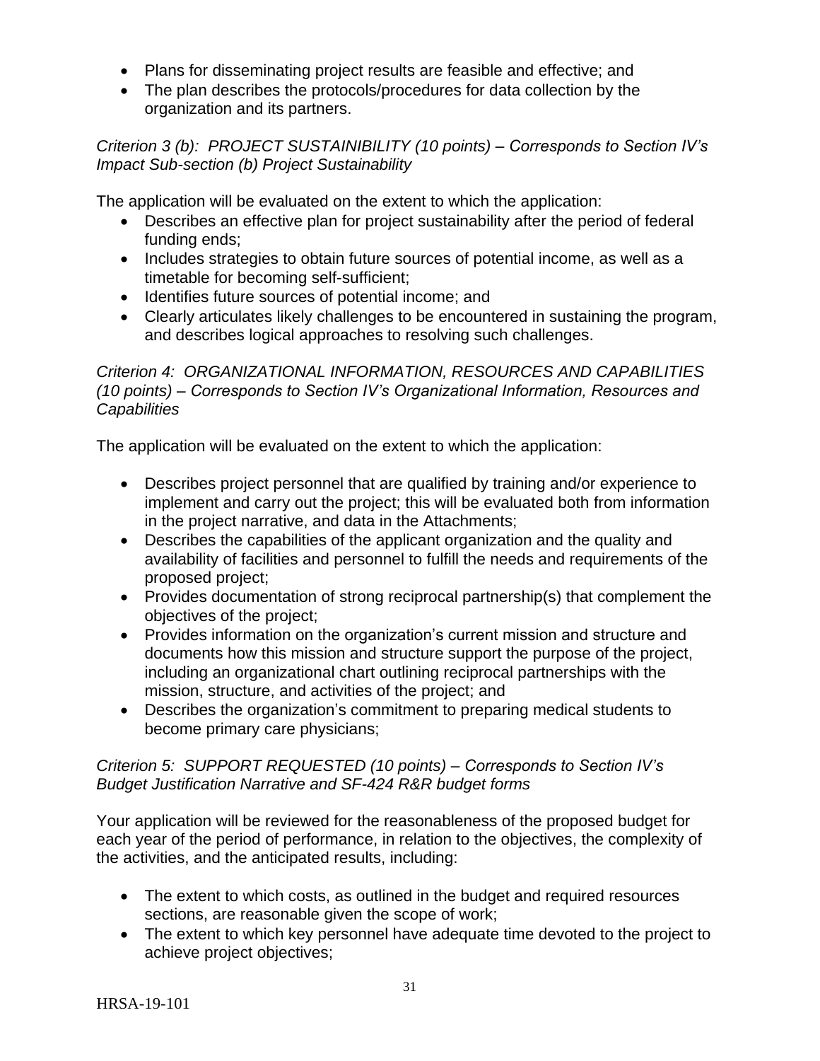- Plans for disseminating project results are feasible and effective; and
- The plan describes the protocols/procedures for data collection by the organization and its partners.

*Criterion 3 (b): PROJECT SUSTAINIBILITY (10 points) – Corresponds to Section IV's Impact Sub-section (b) Project Sustainability*

The application will be evaluated on the extent to which the application:

- Describes an effective plan for project sustainability after the period of federal funding ends;
- Includes strategies to obtain future sources of potential income, as well as a timetable for becoming self-sufficient;
- Identifies future sources of potential income; and
- Clearly articulates likely challenges to be encountered in sustaining the program, and describes logical approaches to resolving such challenges.

*Criterion 4: ORGANIZATIONAL INFORMATION, RESOURCES AND CAPABILITIES (10 points) – Corresponds to Section IV's Organizational Information, Resources and Capabilities*

The application will be evaluated on the extent to which the application:

- Describes project personnel that are qualified by training and/or experience to implement and carry out the project; this will be evaluated both from information in the project narrative, and data in the Attachments;
- Describes the capabilities of the applicant organization and the quality and availability of facilities and personnel to fulfill the needs and requirements of the proposed project;
- Provides documentation of strong reciprocal partnership(s) that complement the objectives of the project;
- Provides information on the organization's current mission and structure and documents how this mission and structure support the purpose of the project, including an organizational chart outlining reciprocal partnerships with the mission, structure, and activities of the project; and
- Describes the organization's commitment to preparing medical students to become primary care physicians;

*Criterion 5: SUPPORT REQUESTED (10 points) – Corresponds to Section IV's Budget Justification Narrative and SF-424 R&R budget forms*

Your application will be reviewed for the reasonableness of the proposed budget for each year of the period of performance, in relation to the objectives, the complexity of the activities, and the anticipated results, including:

- The extent to which costs, as outlined in the budget and required resources sections, are reasonable given the scope of work;
- The extent to which key personnel have adequate time devoted to the project to achieve project objectives;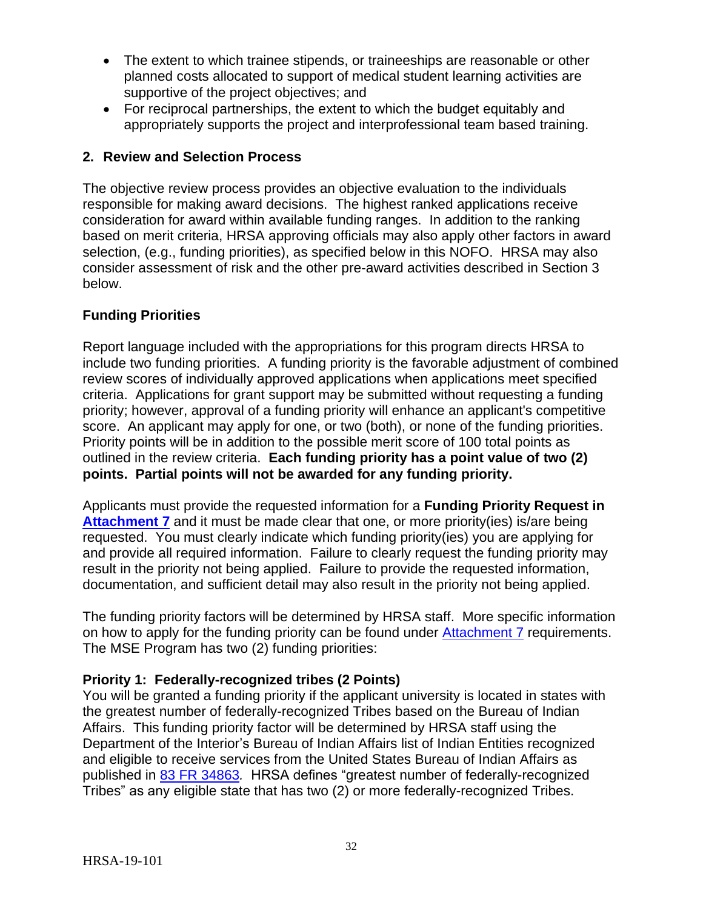- The extent to which trainee stipends, or traineeships are reasonable or other planned costs allocated to support of medical student learning activities are supportive of the project objectives; and
- For reciprocal partnerships, the extent to which the budget equitably and appropriately supports the project and interprofessional team based training.

## 2. Review and Selection Process

The objective review process provides an objective evaluation to the individuals responsible for making award decisions. The highest ranked applications receive consideration for award within available funding ranges. In addition to the ranking based on merit criteria, HRSA approving officials may also apply other factors in award selection, (e.g., funding priorities), as specified below in this NOFO. HRSA may also consider assessment of risk and the other pre-award activities described in Section 3 below.

### Funding Priorities

Report language included with the appropriations for this program directs HRSA to include two funding priorities. A funding priority is the favorable adjustment of combined review scores of individually approved applications when applications meet specified criteria. Applications for grant support may be submitted without requesting a funding priority; however, approval of a funding priority will enhance an applicant's competitive score. An applicant may apply for one, or two (both), or none of the funding priorities. Priority points will be in addition to the possible merit score of 100 total points as outlined in the review criteria. **Each funding priority has a point value of two (2) points. Partial points will not be awarded for any funding priority.**

Applicants must provide the requested information for a **Funding Priority Request in Attachment 7** and it must be made clear that one, or more priority(ies) is/are being requested. You must clearly indicate which funding priority(ies) you are applying for and provide all required information. Failure to clearly request the funding priority may result in the priority not being applied. Failure to provide the requested information, documentation, and sufficient detail may also result in the priority not being applied.

The funding priority factors will be determined by HRSA staff. More specific information on how to apply for the funding priority can be found under Attachment 7 requirements. The MSE Program has two (2) funding priorities:

**Priority 1: Federally-recognized tribes (2 Points)**
You will be granted a funding priority if the applicant university is located in states with the greatest number of federally-recognized Tribes based on the Bureau of Indian Affairs. This funding priority factor will be determined by HRSA staff using the Department of the Interior's Bureau of Indian Affairs list of Indian Entities recognized and eligible to receive services from the United States Bureau of Indian Affairs as published in 83 FR 34863*.* HRSA defines "greatest number of federally-recognized Tribes" as any eligible state that has two (2) or more federally-recognized Tribes.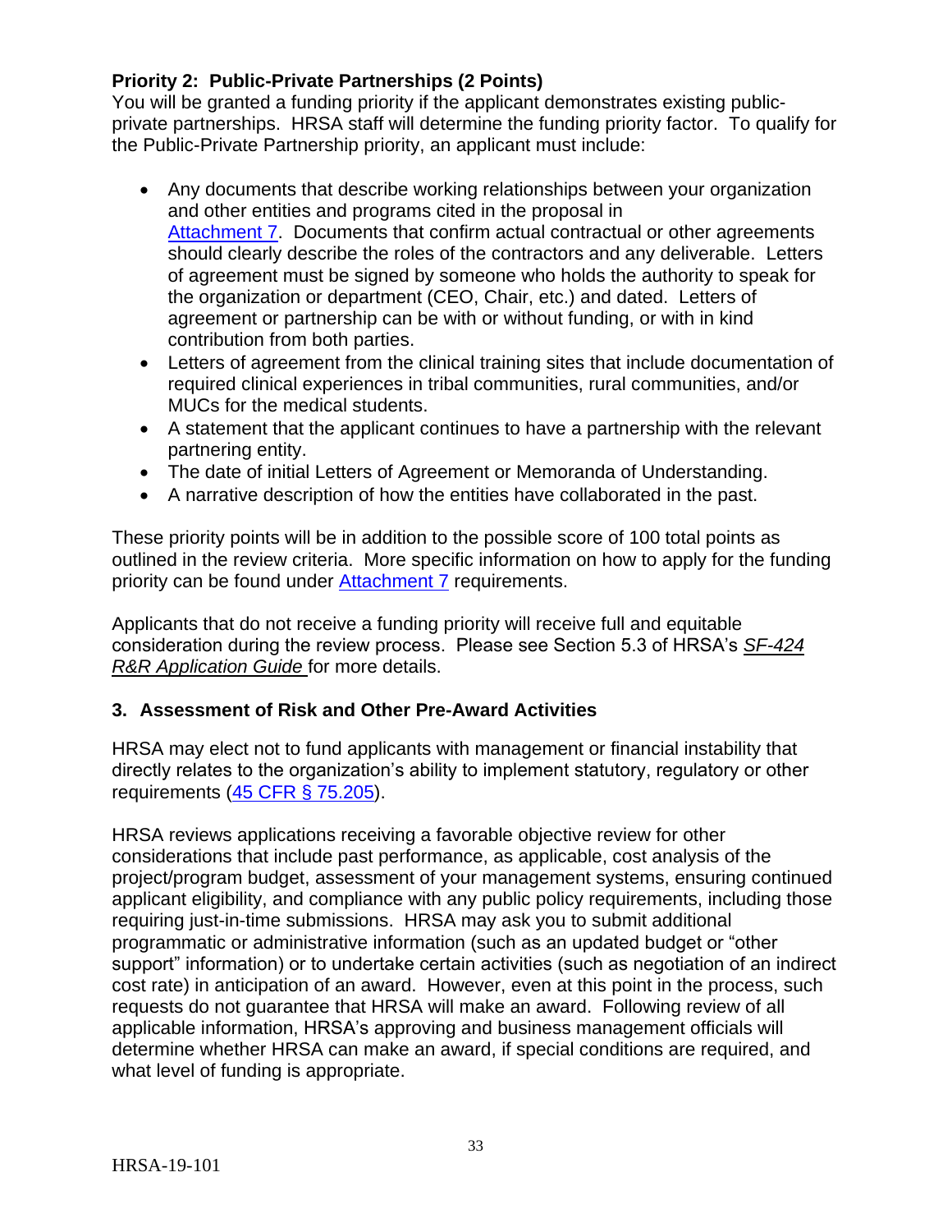**Priority 2: Public-Private Partnerships (2 Points)**
You will be granted a funding priority if the applicant demonstrates existing public-private partnerships. HRSA staff will determine the funding priority factor. To qualify for the Public-Private Partnership priority, an applicant must include:

- Any documents that describe working relationships between your organization and other entities and programs cited in the proposal in Attachment 7. Documents that confirm actual contractual or other agreements should clearly describe the roles of the contractors and any deliverable. Letters of agreement must be signed by someone who holds the authority to speak for the organization or department (CEO, Chair, etc.) and dated. Letters of agreement or partnership can be with or without funding, or with in kind contribution from both parties.
- Letters of agreement from the clinical training sites that include documentation of required clinical experiences in tribal communities, rural communities, and/or MUCs for the medical students.
- A statement that the applicant continues to have a partnership with the relevant partnering entity.
- The date of initial Letters of Agreement or Memoranda of Understanding.
- A narrative description of how the entities have collaborated in the past.

These priority points will be in addition to the possible score of 100 total points as outlined in the review criteria. More specific information on how to apply for the funding priority can be found under Attachment 7 requirements.

Applicants that do not receive a funding priority will receive full and equitable consideration during the review process. Please see Section 5.3 of HRSA's *SF-424 R&R Application Guide* for more details.

### 3. Assessment of Risk and Other Pre-Award Activities

HRSA may elect not to fund applicants with management or financial instability that directly relates to the organization's ability to implement statutory, regulatory or other requirements (45 CFR § 75.205).

HRSA reviews applications receiving a favorable objective review for other considerations that include past performance, as applicable, cost analysis of the project/program budget, assessment of your management systems, ensuring continued applicant eligibility, and compliance with any public policy requirements, including those requiring just-in-time submissions. HRSA may ask you to submit additional programmatic or administrative information (such as an updated budget or "other support" information) or to undertake certain activities (such as negotiation of an indirect cost rate) in anticipation of an award. However, even at this point in the process, such requests do not guarantee that HRSA will make an award. Following review of all applicable information, HRSA's approving and business management officials will determine whether HRSA can make an award, if special conditions are required, and what level of funding is appropriate.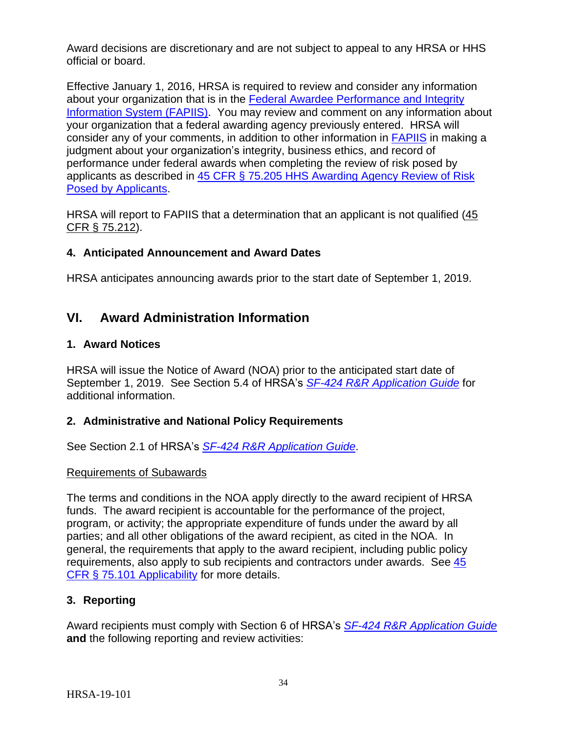Award decisions are discretionary and are not subject to appeal to any HRSA or HHS official or board.

Effective January 1, 2016, HRSA is required to review and consider any information about your organization that is in the [Federal Awardee Performance and Integrity Information System (FAPIIS)](). You may review and comment on any information about your organization that a federal awarding agency previously entered. HRSA will consider any of your comments, in addition to other information in [FAPIIS]() in making a judgment about your organization's integrity, business ethics, and record of performance under federal awards when completing the review of risk posed by applicants as described in [45 CFR § 75.205 HHS Awarding Agency Review of Risk Posed by Applicants]().

HRSA will report to FAPIIS that a determination that an applicant is not qualified (45 CFR § 75.212).

### 4. Anticipated Announcement and Award Dates

HRSA anticipates announcing awards prior to the start date of September 1, 2019.

## VI. Award Administration Information

### 1. Award Notices

HRSA will issue the Notice of Award (NOA) prior to the anticipated start date of September 1, 2019. See Section 5.4 of HRSA's [*SF-424 R&R Application Guide*]() for additional information.

### 2. Administrative and National Policy Requirements

See Section 2.1 of HRSA's [*SF-424 R&R Application Guide*]().

Requirements of Subawards

The terms and conditions in the NOA apply directly to the award recipient of HRSA funds. The award recipient is accountable for the performance of the project, program, or activity; the appropriate expenditure of funds under the award by all parties; and all other obligations of the award recipient, as cited in the NOA. In general, the requirements that apply to the award recipient, including public policy requirements, also apply to sub recipients and contractors under awards. See [45 CFR § 75.101 Applicability]() for more details.

### 3. Reporting

Award recipients must comply with Section 6 of HRSA's [*SF-424 R&R Application Guide*]() **and** the following reporting and review activities: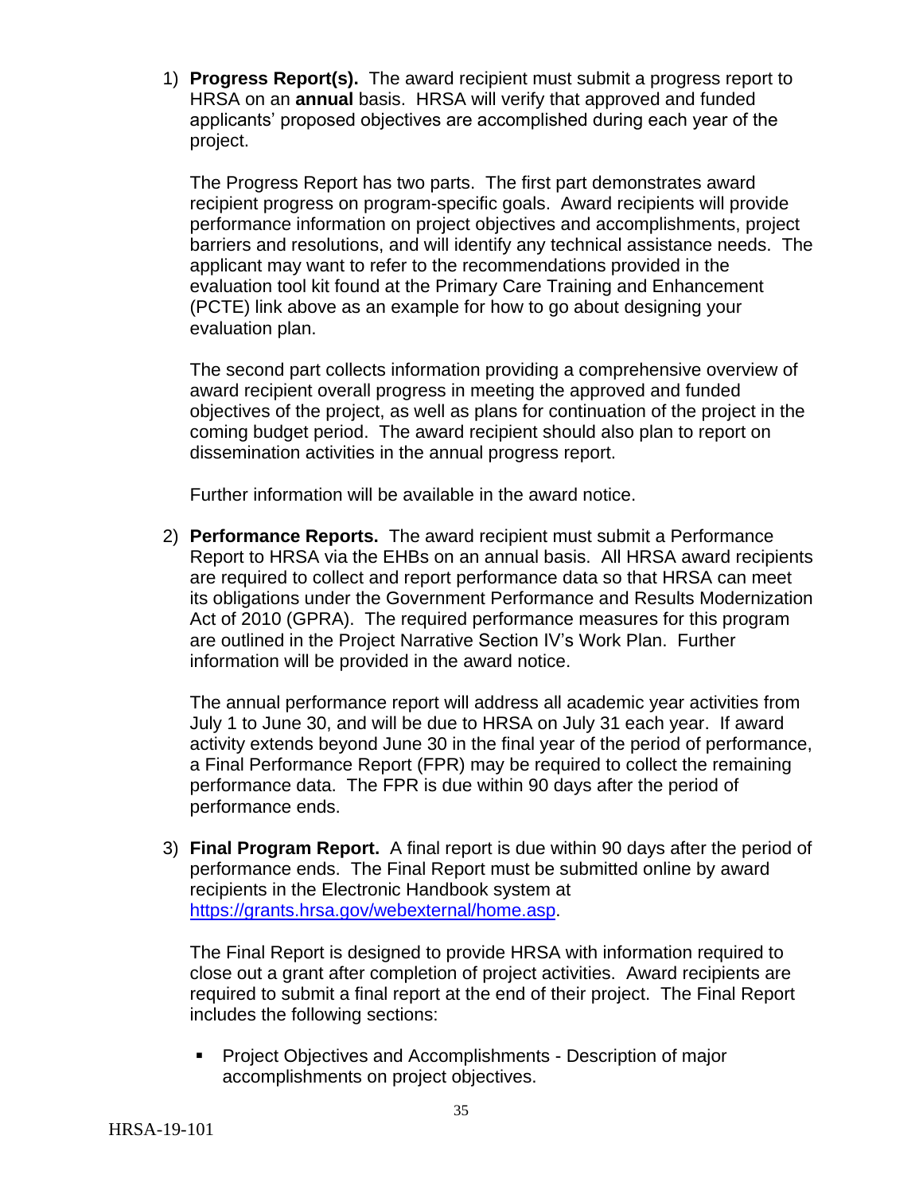1) **Progress Report(s).** The award recipient must submit a progress report to HRSA on an **annual** basis. HRSA will verify that approved and funded applicants' proposed objectives are accomplished during each year of the project.

   The Progress Report has two parts. The first part demonstrates award recipient progress on program-specific goals. Award recipients will provide performance information on project objectives and accomplishments, project barriers and resolutions, and will identify any technical assistance needs. The applicant may want to refer to the recommendations provided in the evaluation tool kit found at the Primary Care Training and Enhancement (PCTE) link above as an example for how to go about designing your evaluation plan.

   The second part collects information providing a comprehensive overview of award recipient overall progress in meeting the approved and funded objectives of the project, as well as plans for continuation of the project in the coming budget period. The award recipient should also plan to report on dissemination activities in the annual progress report.

   Further information will be available in the award notice.

2) **Performance Reports.** The award recipient must submit a Performance Report to HRSA via the EHBs on an annual basis. All HRSA award recipients are required to collect and report performance data so that HRSA can meet its obligations under the Government Performance and Results Modernization Act of 2010 (GPRA). The required performance measures for this program are outlined in the Project Narrative Section IV's Work Plan. Further information will be provided in the award notice.

   The annual performance report will address all academic year activities from July 1 to June 30, and will be due to HRSA on July 31 each year. If award activity extends beyond June 30 in the final year of the period of performance, a Final Performance Report (FPR) may be required to collect the remaining performance data. The FPR is due within 90 days after the period of performance ends.

3) **Final Program Report.** A final report is due within 90 days after the period of performance ends. The Final Report must be submitted online by award recipients in the Electronic Handbook system at [https://grants.hrsa.gov/webexternal/home.asp](https://grants.hrsa.gov/webexternal/home.asp).

   The Final Report is designed to provide HRSA with information required to close out a grant after completion of project activities. Award recipients are required to submit a final report at the end of their project. The Final Report includes the following sections:

   - Project Objectives and Accomplishments - Description of major accomplishments on project objectives.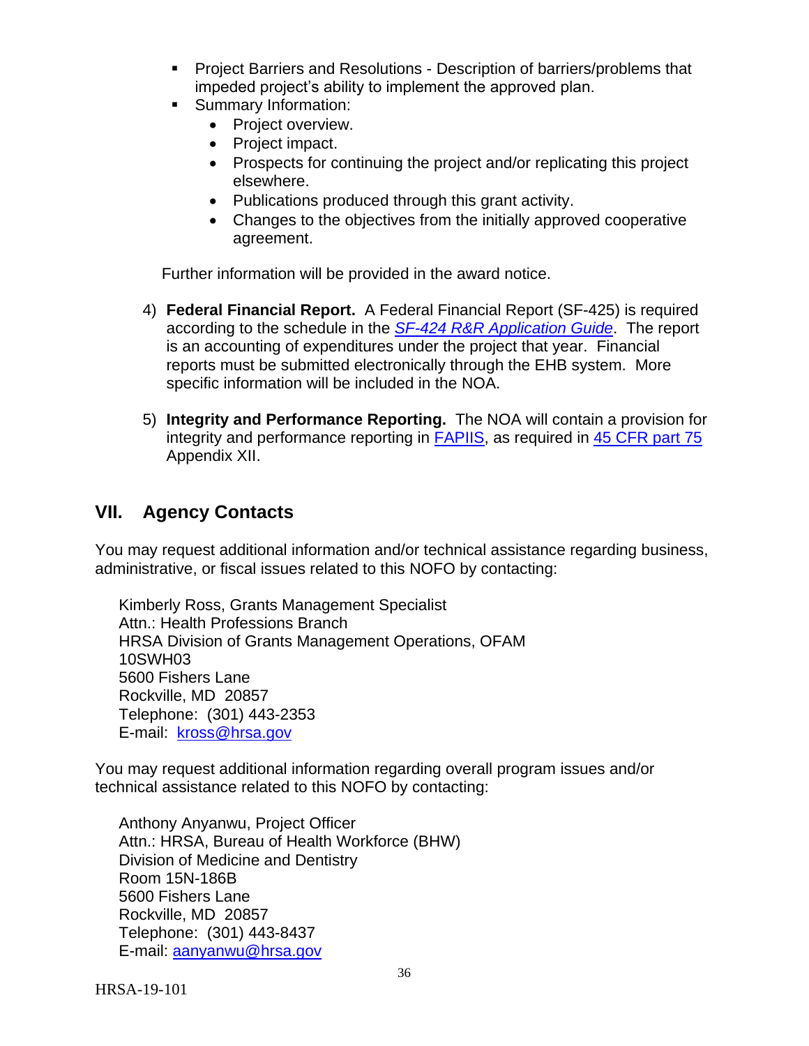- Project Barriers and Resolutions - Description of barriers/problems that impeded project's ability to implement the approved plan.
- Summary Information:
  - Project overview.
  - Project impact.
  - Prospects for continuing the project and/or replicating this project elsewhere.
  - Publications produced through this grant activity.
  - Changes to the objectives from the initially approved cooperative agreement.

Further information will be provided in the award notice.

4) **Federal Financial Report.** A Federal Financial Report (SF-425) is required according to the schedule in the *SF-424 R&R Application Guide*. The report is an accounting of expenditures under the project that year. Financial reports must be submitted electronically through the EHB system. More specific information will be included in the NOA.

5) **Integrity and Performance Reporting.** The NOA will contain a provision for integrity and performance reporting in FAPIIS, as required in 45 CFR part 75 Appendix XII.

## VII. Agency Contacts

You may request additional information and/or technical assistance regarding business, administrative, or fiscal issues related to this NOFO by contacting:

Kimberly Ross, Grants Management Specialist
Attn.: Health Professions Branch
HRSA Division of Grants Management Operations, OFAM
10SWH03
5600 Fishers Lane
Rockville, MD 20857
Telephone: (301) 443-2353
E-mail: kross@hrsa.gov

You may request additional information regarding overall program issues and/or technical assistance related to this NOFO by contacting:

Anthony Anyanwu, Project Officer
Attn.: HRSA, Bureau of Health Workforce (BHW)
Division of Medicine and Dentistry
Room 15N-186B
5600 Fishers Lane
Rockville, MD 20857
Telephone: (301) 443-8437
E-mail: aanyanwu@hrsa.gov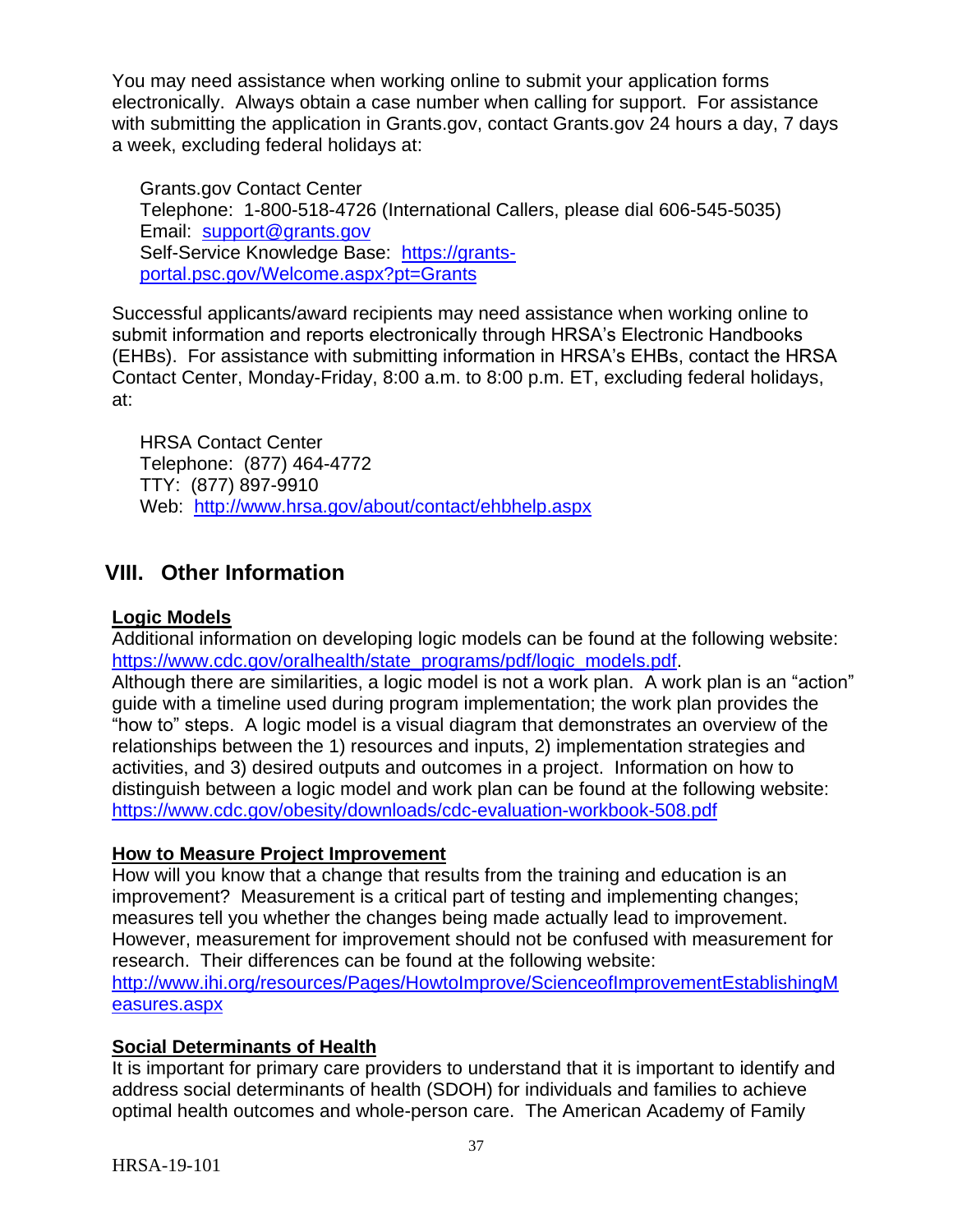You may need assistance when working online to submit your application forms electronically. Always obtain a case number when calling for support. For assistance with submitting the application in Grants.gov, contact Grants.gov 24 hours a day, 7 days a week, excluding federal holidays at:

Grants.gov Contact Center
Telephone: 1-800-518-4726 (International Callers, please dial 606-545-5035)
Email: support@grants.gov
Self-Service Knowledge Base: https://grants-portal.psc.gov/Welcome.aspx?pt=Grants

Successful applicants/award recipients may need assistance when working online to submit information and reports electronically through HRSA's Electronic Handbooks (EHBs). For assistance with submitting information in HRSA's EHBs, contact the HRSA Contact Center, Monday-Friday, 8:00 a.m. to 8:00 p.m. ET, excluding federal holidays, at:

HRSA Contact Center
Telephone: (877) 464-4772
TTY: (877) 897-9910
Web: http://www.hrsa.gov/about/contact/ehbhelp.aspx

## VIII. Other Information

**Logic Models**

Additional information on developing logic models can be found at the following website: https://www.cdc.gov/oralhealth/state_programs/pdf/logic_models.pdf.
Although there are similarities, a logic model is not a work plan. A work plan is an "action" guide with a timeline used during program implementation; the work plan provides the "how to" steps. A logic model is a visual diagram that demonstrates an overview of the relationships between the 1) resources and inputs, 2) implementation strategies and activities, and 3) desired outputs and outcomes in a project. Information on how to distinguish between a logic model and work plan can be found at the following website: https://www.cdc.gov/obesity/downloads/cdc-evaluation-workbook-508.pdf

**How to Measure Project Improvement**

How will you know that a change that results from the training and education is an improvement? Measurement is a critical part of testing and implementing changes; measures tell you whether the changes being made actually lead to improvement. However, measurement for improvement should not be confused with measurement for research. Their differences can be found at the following website: http://www.ihi.org/resources/Pages/HowtoImprove/ScienceofImprovementEstablishingMeasures.aspx

**Social Determinants of Health**

It is important for primary care providers to understand that it is important to identify and address social determinants of health (SDOH) for individuals and families to achieve optimal health outcomes and whole-person care. The American Academy of Family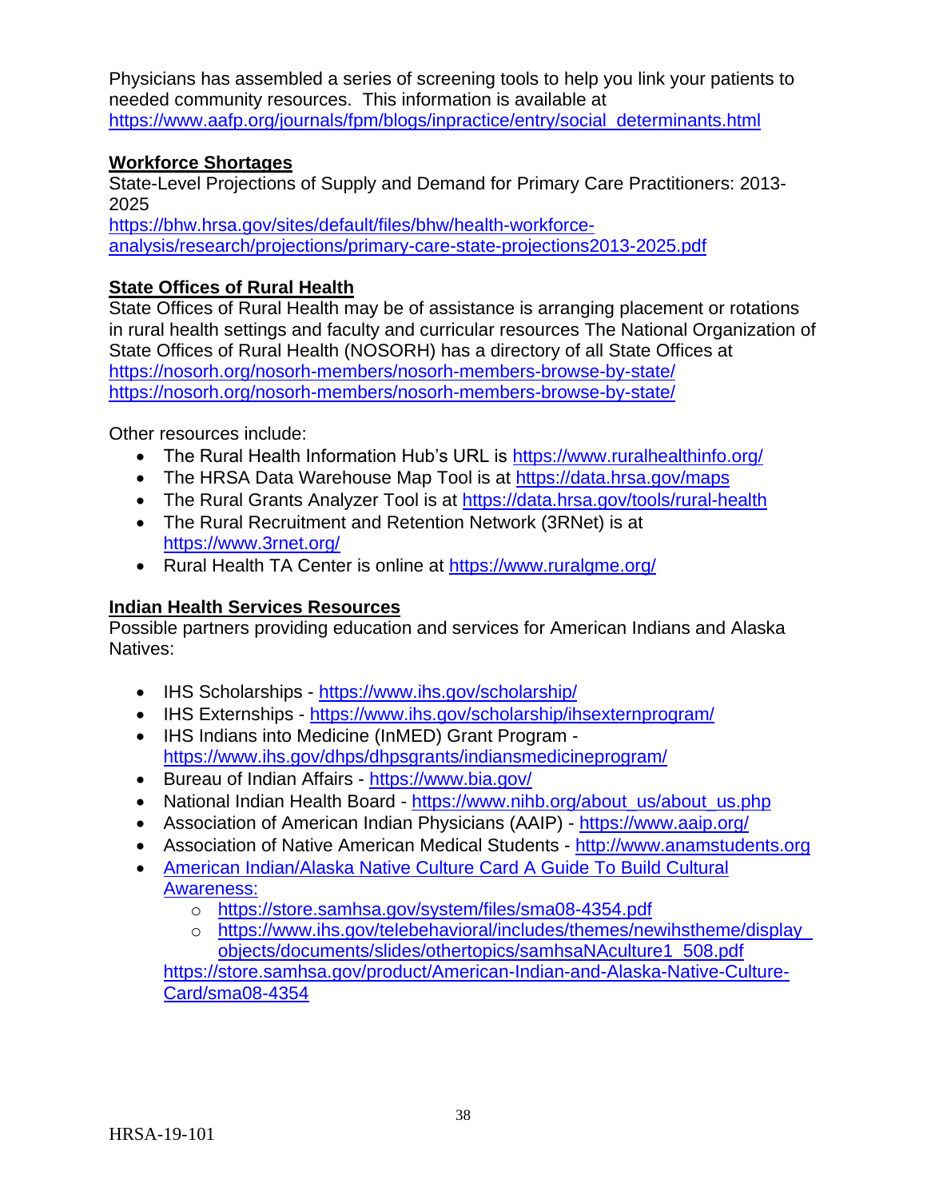Physicians has assembled a series of screening tools to help you link your patients to needed community resources. This information is available at https://www.aafp.org/journals/fpm/blogs/inpractice/entry/social_determinants.html

**Workforce Shortages**

State-Level Projections of Supply and Demand for Primary Care Practitioners: 2013-2025
https://bhw.hrsa.gov/sites/default/files/bhw/health-workforce-analysis/research/projections/primary-care-state-projections2013-2025.pdf

**State Offices of Rural Health**

State Offices of Rural Health may be of assistance is arranging placement or rotations in rural health settings and faculty and curricular resources The National Organization of State Offices of Rural Health (NOSORH) has a directory of all State Offices at https://nosorh.org/nosorh-members/nosorh-members-browse-by-state/
https://nosorh.org/nosorh-members/nosorh-members-browse-by-state/

Other resources include:

- The Rural Health Information Hub's URL is https://www.ruralhealthinfo.org/
- The HRSA Data Warehouse Map Tool is at https://data.hrsa.gov/maps
- The Rural Grants Analyzer Tool is at https://data.hrsa.gov/tools/rural-health
- The Rural Recruitment and Retention Network (3RNet) is at https://www.3rnet.org/
- Rural Health TA Center is online at https://www.ruralgme.org/

**Indian Health Services Resources**

Possible partners providing education and services for American Indians and Alaska Natives:

- IHS Scholarships - https://www.ihs.gov/scholarship/
- IHS Externships - https://www.ihs.gov/scholarship/ihsexternprogram/
- IHS Indians into Medicine (InMED) Grant Program - https://www.ihs.gov/dhps/dhpsgrants/indiansmedicineprogram/
- Bureau of Indian Affairs - https://www.bia.gov/
- National Indian Health Board - https://www.nihb.org/about_us/about_us.php
- Association of American Indian Physicians (AAIP) - https://www.aaip.org/
- Association of Native American Medical Students - http://www.anamstudents.org
- American Indian/Alaska Native Culture Card A Guide To Build Cultural Awareness:
  - https://store.samhsa.gov/system/files/sma08-4354.pdf
  - https://www.ihs.gov/telebehavioral/includes/themes/newihstheme/display_objects/documents/slides/othertopics/samhsaNAculture1_508.pdf

  https://store.samhsa.gov/product/American-Indian-and-Alaska-Native-Culture-Card/sma08-4354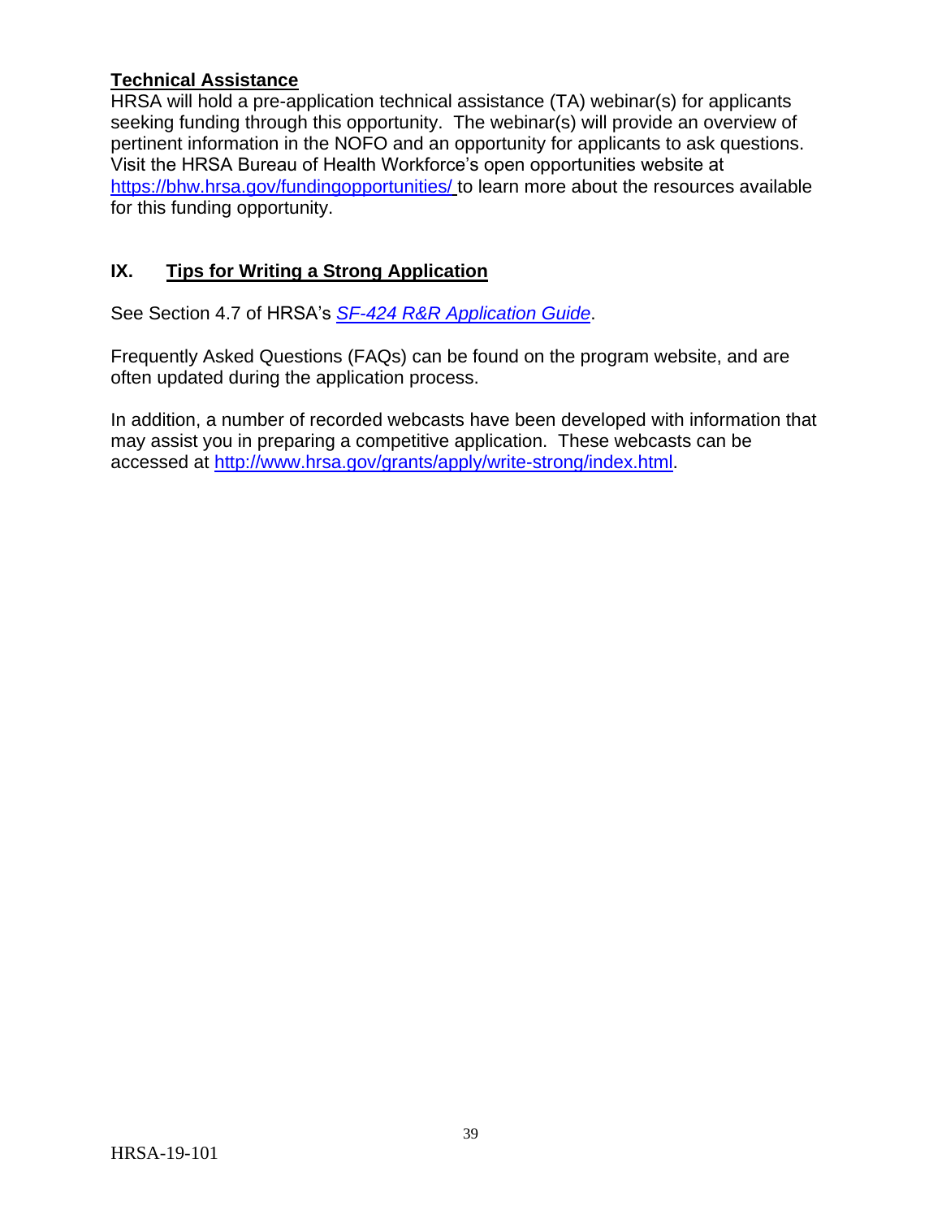**Technical Assistance**

HRSA will hold a pre-application technical assistance (TA) webinar(s) for applicants seeking funding through this opportunity. The webinar(s) will provide an overview of pertinent information in the NOFO and an opportunity for applicants to ask questions. Visit the HRSA Bureau of Health Workforce's open opportunities website at https://bhw.hrsa.gov/fundingopportunities/ to learn more about the resources available for this funding opportunity.

## IX. Tips for Writing a Strong Application

See Section 4.7 of HRSA's *SF-424 R&R Application Guide*.

Frequently Asked Questions (FAQs) can be found on the program website, and are often updated during the application process.

In addition, a number of recorded webcasts have been developed with information that may assist you in preparing a competitive application. These webcasts can be accessed at http://www.hrsa.gov/grants/apply/write-strong/index.html.